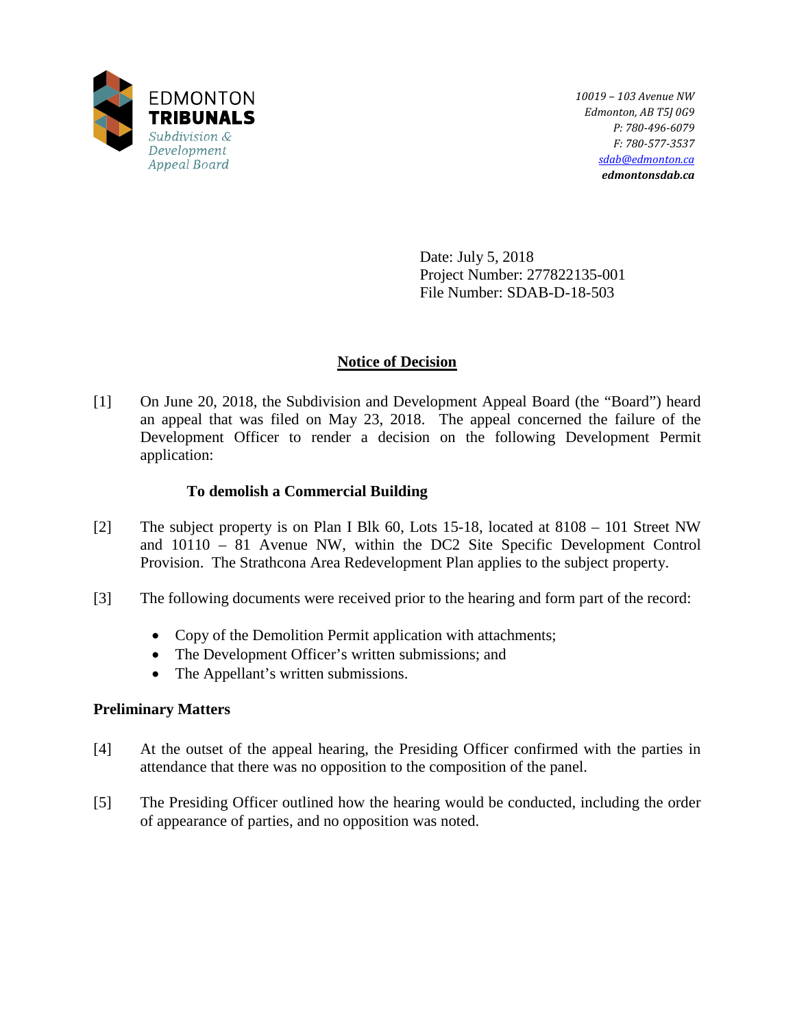EDMONTON
**TRIBUNALS**
*Subdivision & Development Appeal Board*

*10019 – 103 Avenue NW*
*Edmonton, AB T5J 0G9*
*P: 780-496-6079*
*F: 780-577-3537*
*sdab@edmonton.ca*
***edmontonsdab.ca***

Date: July 5, 2018
Project Number: 277822135-001
File Number: SDAB-D-18-503

## Notice of Decision

[1] On June 20, 2018, the Subdivision and Development Appeal Board (the "Board") heard an appeal that was filed on May 23, 2018. The appeal concerned the failure of the Development Officer to render a decision on the following Development Permit application:

**To demolish a Commercial Building**

[2] The subject property is on Plan I Blk 60, Lots 15-18, located at 8108 – 101 Street NW and 10110 – 81 Avenue NW, within the DC2 Site Specific Development Control Provision. The Strathcona Area Redevelopment Plan applies to the subject property.

[3] The following documents were received prior to the hearing and form part of the record:

- Copy of the Demolition Permit application with attachments;
- The Development Officer's written submissions; and
- The Appellant's written submissions.

### Preliminary Matters

[4] At the outset of the appeal hearing, the Presiding Officer confirmed with the parties in attendance that there was no opposition to the composition of the panel.

[5] The Presiding Officer outlined how the hearing would be conducted, including the order of appearance of parties, and no opposition was noted.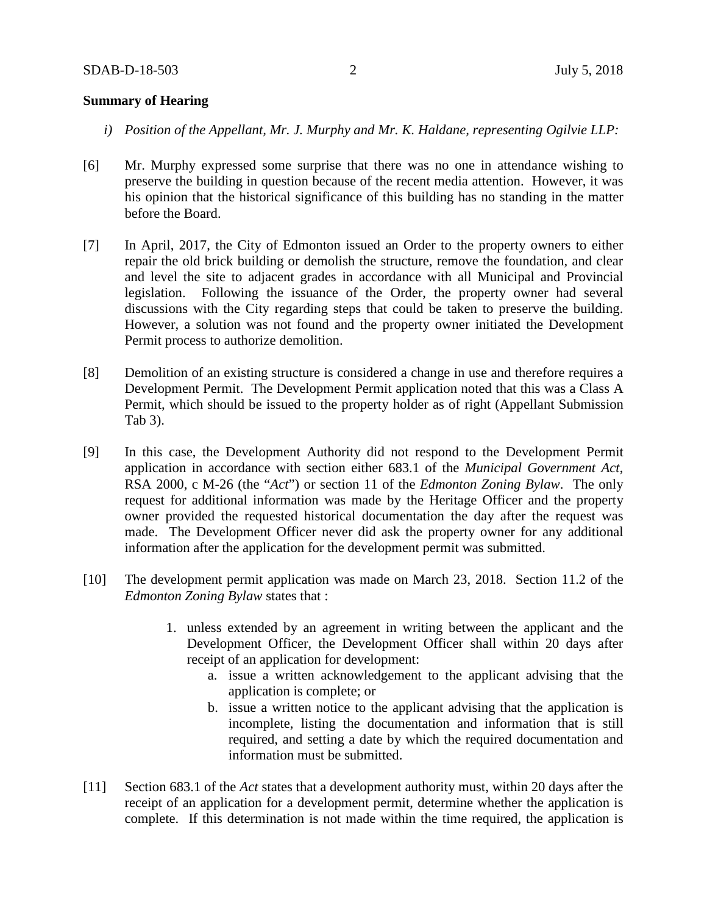**Summary of Hearing**

*i) Position of the Appellant, Mr. J. Murphy and Mr. K. Haldane, representing Ogilvie LLP:*

[6] Mr. Murphy expressed some surprise that there was no one in attendance wishing to preserve the building in question because of the recent media attention. However, it was his opinion that the historical significance of this building has no standing in the matter before the Board.

[7] In April, 2017, the City of Edmonton issued an Order to the property owners to either repair the old brick building or demolish the structure, remove the foundation, and clear and level the site to adjacent grades in accordance with all Municipal and Provincial legislation. Following the issuance of the Order, the property owner had several discussions with the City regarding steps that could be taken to preserve the building. However, a solution was not found and the property owner initiated the Development Permit process to authorize demolition.

[8] Demolition of an existing structure is considered a change in use and therefore requires a Development Permit. The Development Permit application noted that this was a Class A Permit, which should be issued to the property holder as of right (Appellant Submission Tab 3).

[9] In this case, the Development Authority did not respond to the Development Permit application in accordance with section either 683.1 of the *Municipal Government Act*, RSA 2000, c M-26 (the "*Act*") or section 11 of the *Edmonton Zoning Bylaw*. The only request for additional information was made by the Heritage Officer and the property owner provided the requested historical documentation the day after the request was made. The Development Officer never did ask the property owner for any additional information after the application for the development permit was submitted.

[10] The development permit application was made on March 23, 2018. Section 11.2 of the *Edmonton Zoning Bylaw* states that :

1. unless extended by an agreement in writing between the applicant and the Development Officer, the Development Officer shall within 20 days after receipt of an application for development:
    a. issue a written acknowledgement to the applicant advising that the application is complete; or
    b. issue a written notice to the applicant advising that the application is incomplete, listing the documentation and information that is still required, and setting a date by which the required documentation and information must be submitted.

[11] Section 683.1 of the *Act* states that a development authority must, within 20 days after the receipt of an application for a development permit, determine whether the application is complete. If this determination is not made within the time required, the application is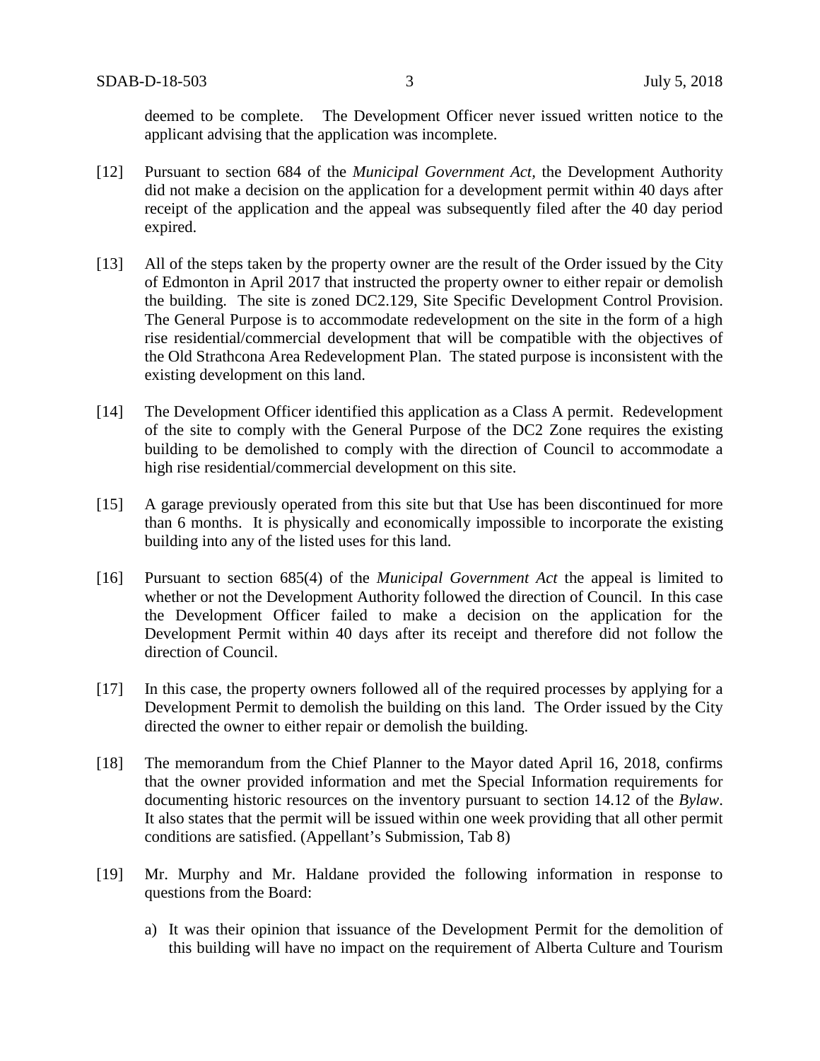deemed to be complete. The Development Officer never issued written notice to the applicant advising that the application was incomplete.

[12] Pursuant to section 684 of the *Municipal Government Act*, the Development Authority did not make a decision on the application for a development permit within 40 days after receipt of the application and the appeal was subsequently filed after the 40 day period expired.

[13] All of the steps taken by the property owner are the result of the Order issued by the City of Edmonton in April 2017 that instructed the property owner to either repair or demolish the building. The site is zoned DC2.129, Site Specific Development Control Provision. The General Purpose is to accommodate redevelopment on the site in the form of a high rise residential/commercial development that will be compatible with the objectives of the Old Strathcona Area Redevelopment Plan. The stated purpose is inconsistent with the existing development on this land.

[14] The Development Officer identified this application as a Class A permit. Redevelopment of the site to comply with the General Purpose of the DC2 Zone requires the existing building to be demolished to comply with the direction of Council to accommodate a high rise residential/commercial development on this site.

[15] A garage previously operated from this site but that Use has been discontinued for more than 6 months. It is physically and economically impossible to incorporate the existing building into any of the listed uses for this land.

[16] Pursuant to section 685(4) of the *Municipal Government Act* the appeal is limited to whether or not the Development Authority followed the direction of Council. In this case the Development Officer failed to make a decision on the application for the Development Permit within 40 days after its receipt and therefore did not follow the direction of Council.

[17] In this case, the property owners followed all of the required processes by applying for a Development Permit to demolish the building on this land. The Order issued by the City directed the owner to either repair or demolish the building.

[18] The memorandum from the Chief Planner to the Mayor dated April 16, 2018, confirms that the owner provided information and met the Special Information requirements for documenting historic resources on the inventory pursuant to section 14.12 of the *Bylaw*. It also states that the permit will be issued within one week providing that all other permit conditions are satisfied. (Appellant's Submission, Tab 8)

[19] Mr. Murphy and Mr. Haldane provided the following information in response to questions from the Board:

a) It was their opinion that issuance of the Development Permit for the demolition of this building will have no impact on the requirement of Alberta Culture and Tourism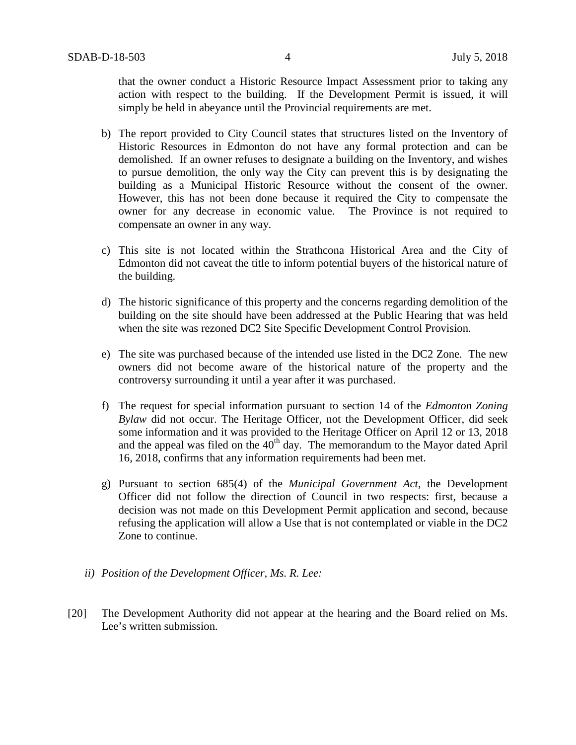that the owner conduct a Historic Resource Impact Assessment prior to taking any action with respect to the building. If the Development Permit is issued, it will simply be held in abeyance until the Provincial requirements are met.

b) The report provided to City Council states that structures listed on the Inventory of Historic Resources in Edmonton do not have any formal protection and can be demolished. If an owner refuses to designate a building on the Inventory, and wishes to pursue demolition, the only way the City can prevent this is by designating the building as a Municipal Historic Resource without the consent of the owner. However, this has not been done because it required the City to compensate the owner for any decrease in economic value. The Province is not required to compensate an owner in any way.

c) This site is not located within the Strathcona Historical Area and the City of Edmonton did not caveat the title to inform potential buyers of the historical nature of the building.

d) The historic significance of this property and the concerns regarding demolition of the building on the site should have been addressed at the Public Hearing that was held when the site was rezoned DC2 Site Specific Development Control Provision.

e) The site was purchased because of the intended use listed in the DC2 Zone. The new owners did not become aware of the historical nature of the property and the controversy surrounding it until a year after it was purchased.

f) The request for special information pursuant to section 14 of the *Edmonton Zoning Bylaw* did not occur. The Heritage Officer, not the Development Officer, did seek some information and it was provided to the Heritage Officer on April 12 or 13, 2018 and the appeal was filed on the 40th day. The memorandum to the Mayor dated April 16, 2018, confirms that any information requirements had been met.

g) Pursuant to section 685(4) of the *Municipal Government Act*, the Development Officer did not follow the direction of Council in two respects: first, because a decision was not made on this Development Permit application and second, because refusing the application will allow a Use that is not contemplated or viable in the DC2 Zone to continue.

*ii) Position of the Development Officer, Ms. R. Lee:*

[20] The Development Authority did not appear at the hearing and the Board relied on Ms. Lee's written submission.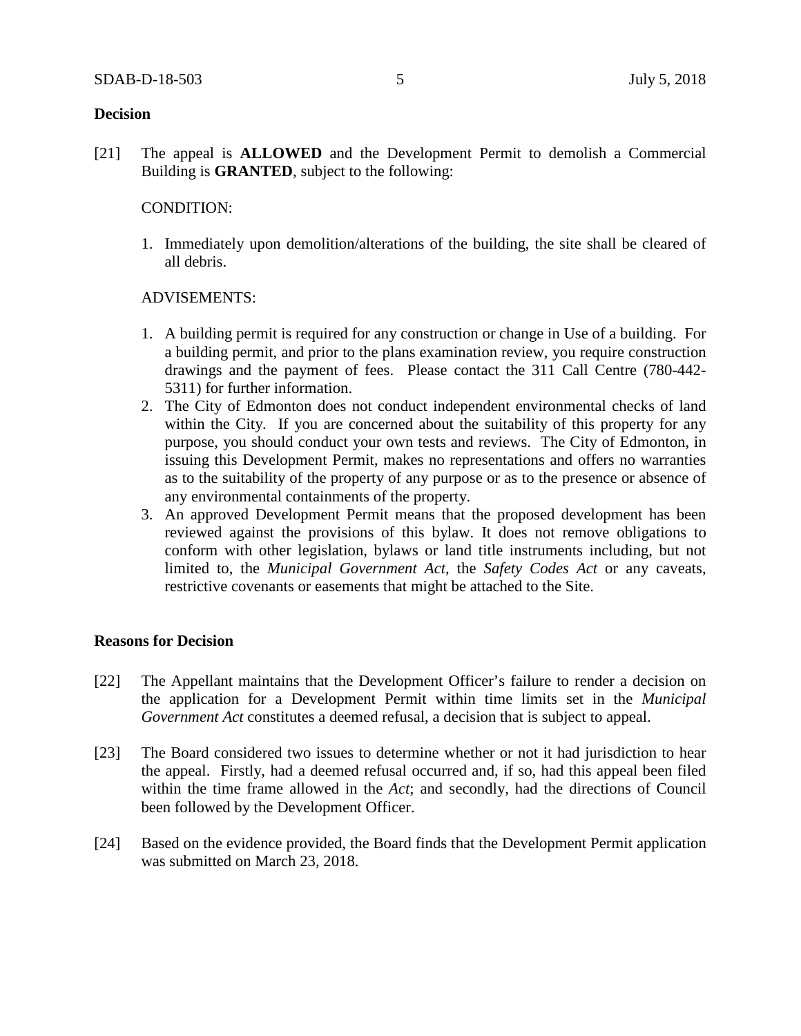## Decision

[21] The appeal is **ALLOWED** and the Development Permit to demolish a Commercial Building is **GRANTED**, subject to the following:

CONDITION:

1. Immediately upon demolition/alterations of the building, the site shall be cleared of all debris.

ADVISEMENTS:

1. A building permit is required for any construction or change in Use of a building. For a building permit, and prior to the plans examination review, you require construction drawings and the payment of fees. Please contact the 311 Call Centre (780-442-5311) for further information.
2. The City of Edmonton does not conduct independent environmental checks of land within the City. If you are concerned about the suitability of this property for any purpose, you should conduct your own tests and reviews. The City of Edmonton, in issuing this Development Permit, makes no representations and offers no warranties as to the suitability of the property of any purpose or as to the presence or absence of any environmental containments of the property.
3. An approved Development Permit means that the proposed development has been reviewed against the provisions of this bylaw. It does not remove obligations to conform with other legislation, bylaws or land title instruments including, but not limited to, the *Municipal Government Act*, the *Safety Codes Act* or any caveats, restrictive covenants or easements that might be attached to the Site.

## Reasons for Decision

[22] The Appellant maintains that the Development Officer's failure to render a decision on the application for a Development Permit within time limits set in the *Municipal Government Act* constitutes a deemed refusal, a decision that is subject to appeal.

[23] The Board considered two issues to determine whether or not it had jurisdiction to hear the appeal. Firstly, had a deemed refusal occurred and, if so, had this appeal been filed within the time frame allowed in the *Act*; and secondly, had the directions of Council been followed by the Development Officer.

[24] Based on the evidence provided, the Board finds that the Development Permit application was submitted on March 23, 2018.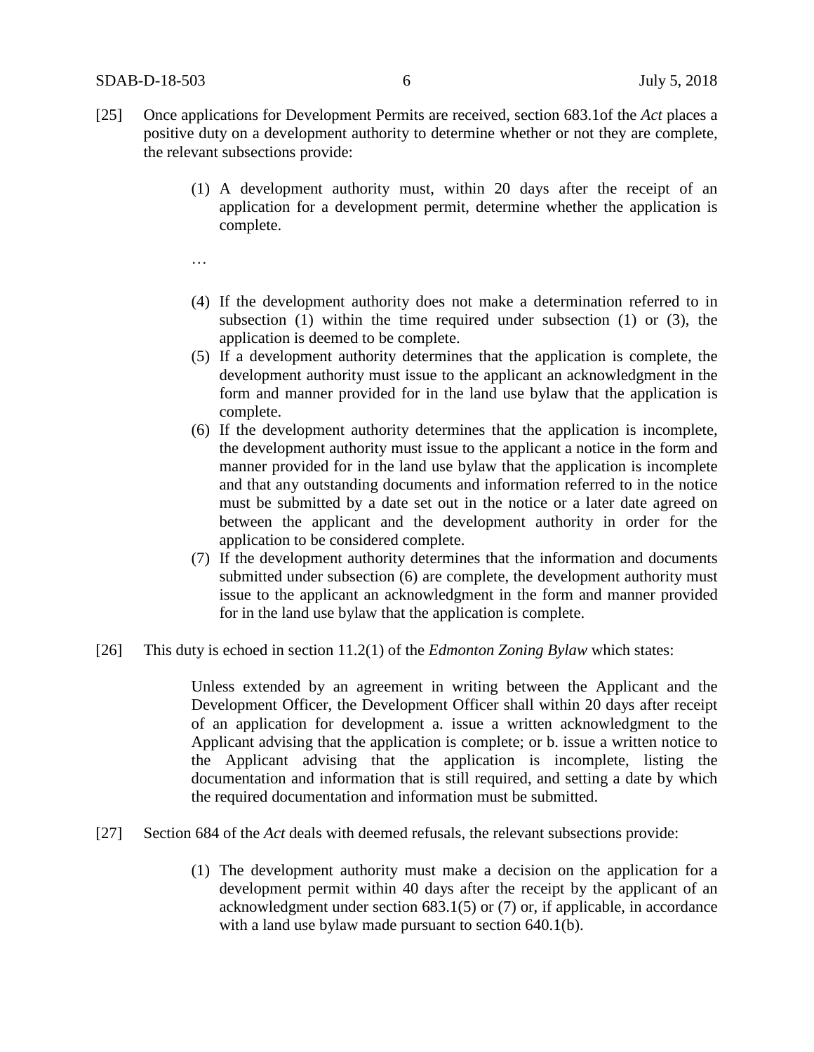[25] Once applications for Development Permits are received, section 683.1of the *Act* places a positive duty on a development authority to determine whether or not they are complete, the relevant subsections provide:

> (1) A development authority must, within 20 days after the receipt of an application for a development permit, determine whether the application is complete.
>
> …
>
> (4) If the development authority does not make a determination referred to in subsection (1) within the time required under subsection (1) or (3), the application is deemed to be complete.
>
> (5) If a development authority determines that the application is complete, the development authority must issue to the applicant an acknowledgment in the form and manner provided for in the land use bylaw that the application is complete.
>
> (6) If the development authority determines that the application is incomplete, the development authority must issue to the applicant a notice in the form and manner provided for in the land use bylaw that the application is incomplete and that any outstanding documents and information referred to in the notice must be submitted by a date set out in the notice or a later date agreed on between the applicant and the development authority in order for the application to be considered complete.
>
> (7) If the development authority determines that the information and documents submitted under subsection (6) are complete, the development authority must issue to the applicant an acknowledgment in the form and manner provided for in the land use bylaw that the application is complete.

[26] This duty is echoed in section 11.2(1) of the *Edmonton Zoning Bylaw* which states:

> Unless extended by an agreement in writing between the Applicant and the Development Officer, the Development Officer shall within 20 days after receipt of an application for development a. issue a written acknowledgment to the Applicant advising that the application is complete; or b. issue a written notice to the Applicant advising that the application is incomplete, listing the documentation and information that is still required, and setting a date by which the required documentation and information must be submitted.

[27] Section 684 of the *Act* deals with deemed refusals, the relevant subsections provide:

> (1) The development authority must make a decision on the application for a development permit within 40 days after the receipt by the applicant of an acknowledgment under section 683.1(5) or (7) or, if applicable, in accordance with a land use bylaw made pursuant to section 640.1(b).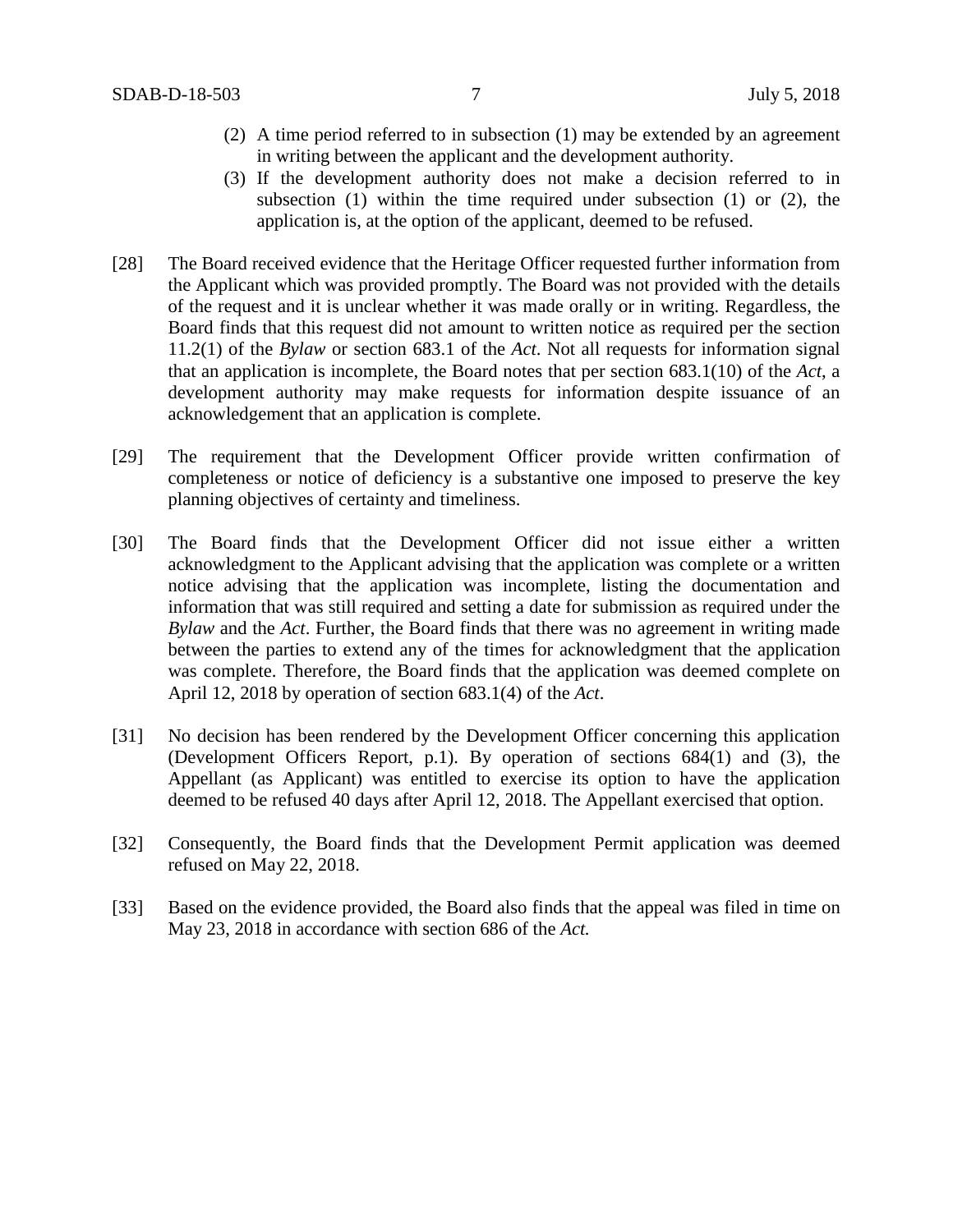(2) A time period referred to in subsection (1) may be extended by an agreement in writing between the applicant and the development authority.

(3) If the development authority does not make a decision referred to in subsection (1) within the time required under subsection (1) or (2), the application is, at the option of the applicant, deemed to be refused.

[28] The Board received evidence that the Heritage Officer requested further information from the Applicant which was provided promptly. The Board was not provided with the details of the request and it is unclear whether it was made orally or in writing. Regardless, the Board finds that this request did not amount to written notice as required per the section 11.2(1) of the *Bylaw* or section 683.1 of the *Act*. Not all requests for information signal that an application is incomplete, the Board notes that per section 683.1(10) of the *Act*, a development authority may make requests for information despite issuance of an acknowledgement that an application is complete.

[29] The requirement that the Development Officer provide written confirmation of completeness or notice of deficiency is a substantive one imposed to preserve the key planning objectives of certainty and timeliness.

[30] The Board finds that the Development Officer did not issue either a written acknowledgment to the Applicant advising that the application was complete or a written notice advising that the application was incomplete, listing the documentation and information that was still required and setting a date for submission as required under the *Bylaw* and the *Act*. Further, the Board finds that there was no agreement in writing made between the parties to extend any of the times for acknowledgment that the application was complete. Therefore, the Board finds that the application was deemed complete on April 12, 2018 by operation of section 683.1(4) of the *Act*.

[31] No decision has been rendered by the Development Officer concerning this application (Development Officers Report, p.1). By operation of sections 684(1) and (3), the Appellant (as Applicant) was entitled to exercise its option to have the application deemed to be refused 40 days after April 12, 2018. The Appellant exercised that option.

[32] Consequently, the Board finds that the Development Permit application was deemed refused on May 22, 2018.

[33] Based on the evidence provided, the Board also finds that the appeal was filed in time on May 23, 2018 in accordance with section 686 of the *Act.*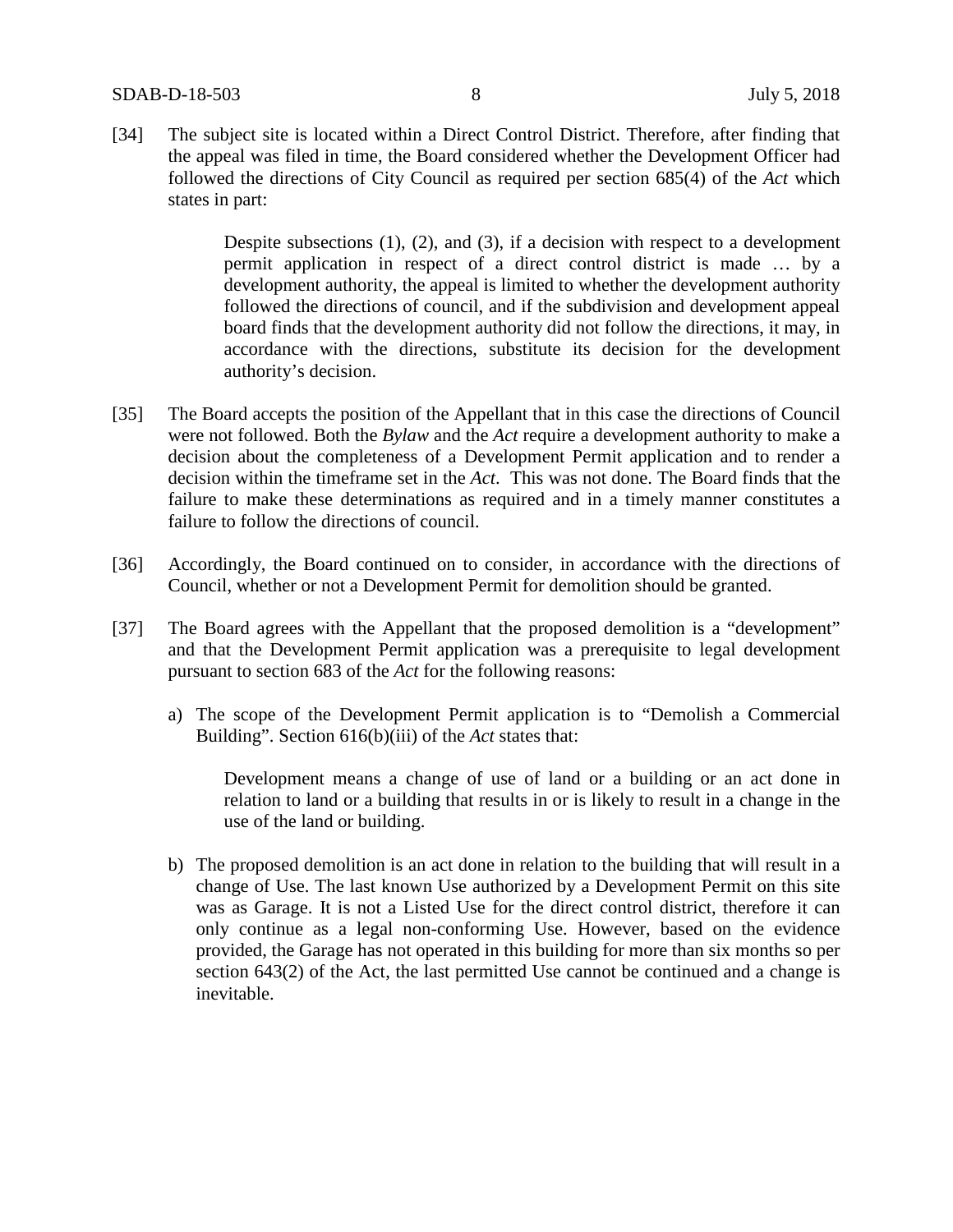[34] The subject site is located within a Direct Control District. Therefore, after finding that the appeal was filed in time, the Board considered whether the Development Officer had followed the directions of City Council as required per section 685(4) of the *Act* which states in part:

> Despite subsections (1), (2), and (3), if a decision with respect to a development permit application in respect of a direct control district is made … by a development authority, the appeal is limited to whether the development authority followed the directions of council, and if the subdivision and development appeal board finds that the development authority did not follow the directions, it may, in accordance with the directions, substitute its decision for the development authority's decision.

[35] The Board accepts the position of the Appellant that in this case the directions of Council were not followed. Both the *Bylaw* and the *Act* require a development authority to make a decision about the completeness of a Development Permit application and to render a decision within the timeframe set in the *Act*. This was not done. The Board finds that the failure to make these determinations as required and in a timely manner constitutes a failure to follow the directions of council.

[36] Accordingly, the Board continued on to consider, in accordance with the directions of Council, whether or not a Development Permit for demolition should be granted.

[37] The Board agrees with the Appellant that the proposed demolition is a "development" and that the Development Permit application was a prerequisite to legal development pursuant to section 683 of the *Act* for the following reasons:

a) The scope of the Development Permit application is to "Demolish a Commercial Building". Section 616(b)(iii) of the *Act* states that:

> Development means a change of use of land or a building or an act done in relation to land or a building that results in or is likely to result in a change in the use of the land or building.

b) The proposed demolition is an act done in relation to the building that will result in a change of Use. The last known Use authorized by a Development Permit on this site was as Garage. It is not a Listed Use for the direct control district, therefore it can only continue as a legal non-conforming Use. However, based on the evidence provided, the Garage has not operated in this building for more than six months so per section 643(2) of the Act, the last permitted Use cannot be continued and a change is inevitable.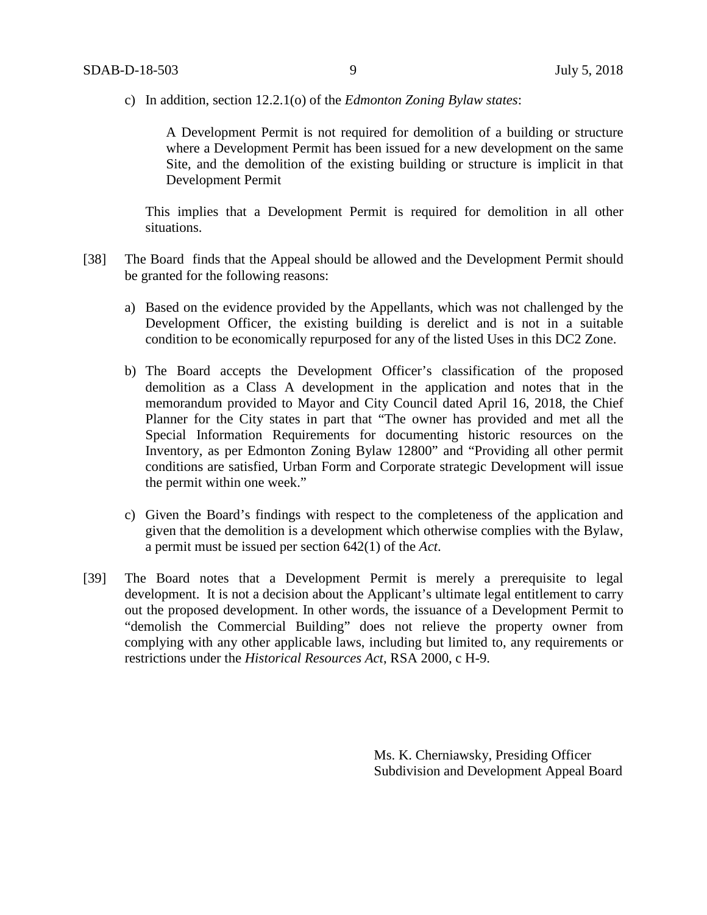c) In addition, section 12.2.1(o) of the *Edmonton Zoning Bylaw states*:

> A Development Permit is not required for demolition of a building or structure where a Development Permit has been issued for a new development on the same Site, and the demolition of the existing building or structure is implicit in that Development Permit

This implies that a Development Permit is required for demolition in all other situations.

[38] The Board finds that the Appeal should be allowed and the Development Permit should be granted for the following reasons:

a) Based on the evidence provided by the Appellants, which was not challenged by the Development Officer, the existing building is derelict and is not in a suitable condition to be economically repurposed for any of the listed Uses in this DC2 Zone.

b) The Board accepts the Development Officer's classification of the proposed demolition as a Class A development in the application and notes that in the memorandum provided to Mayor and City Council dated April 16, 2018, the Chief Planner for the City states in part that "The owner has provided and met all the Special Information Requirements for documenting historic resources on the Inventory, as per Edmonton Zoning Bylaw 12800" and "Providing all other permit conditions are satisfied, Urban Form and Corporate strategic Development will issue the permit within one week."

c) Given the Board's findings with respect to the completeness of the application and given that the demolition is a development which otherwise complies with the Bylaw, a permit must be issued per section 642(1) of the *Act*.

[39] The Board notes that a Development Permit is merely a prerequisite to legal development. It is not a decision about the Applicant's ultimate legal entitlement to carry out the proposed development. In other words, the issuance of a Development Permit to "demolish the Commercial Building" does not relieve the property owner from complying with any other applicable laws, including but limited to, any requirements or restrictions under the *Historical Resources Act*, RSA 2000, c H-9.

Ms. K. Cherniawsky, Presiding Officer
Subdivision and Development Appeal Board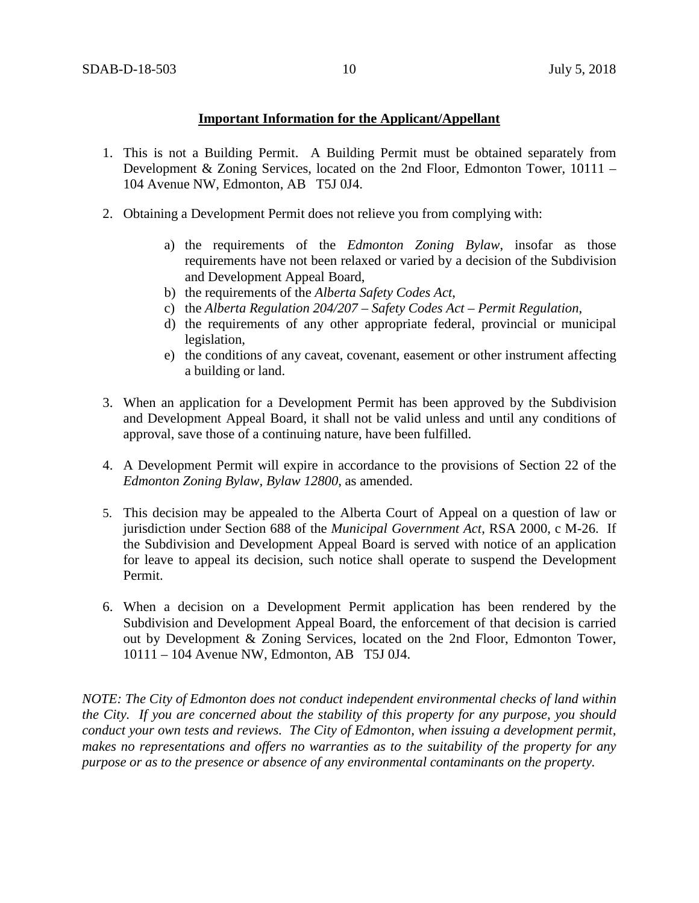**Important Information for the Applicant/Appellant**

1. This is not a Building Permit. A Building Permit must be obtained separately from Development & Zoning Services, located on the 2nd Floor, Edmonton Tower, 10111 – 104 Avenue NW, Edmonton, AB T5J 0J4.

2. Obtaining a Development Permit does not relieve you from complying with:

    a) the requirements of the *Edmonton Zoning Bylaw*, insofar as those requirements have not been relaxed or varied by a decision of the Subdivision and Development Appeal Board,
    b) the requirements of the *Alberta Safety Codes Act*,
    c) the *Alberta Regulation 204/207 – Safety Codes Act – Permit Regulation*,
    d) the requirements of any other appropriate federal, provincial or municipal legislation,
    e) the conditions of any caveat, covenant, easement or other instrument affecting a building or land.

3. When an application for a Development Permit has been approved by the Subdivision and Development Appeal Board, it shall not be valid unless and until any conditions of approval, save those of a continuing nature, have been fulfilled.

4. A Development Permit will expire in accordance to the provisions of Section 22 of the *Edmonton Zoning Bylaw, Bylaw 12800*, as amended.

5. This decision may be appealed to the Alberta Court of Appeal on a question of law or jurisdiction under Section 688 of the *Municipal Government Act*, RSA 2000, c M-26. If the Subdivision and Development Appeal Board is served with notice of an application for leave to appeal its decision, such notice shall operate to suspend the Development Permit.

6. When a decision on a Development Permit application has been rendered by the Subdivision and Development Appeal Board, the enforcement of that decision is carried out by Development & Zoning Services, located on the 2nd Floor, Edmonton Tower, 10111 – 104 Avenue NW, Edmonton, AB T5J 0J4.

*NOTE: The City of Edmonton does not conduct independent environmental checks of land within the City. If you are concerned about the stability of this property for any purpose, you should conduct your own tests and reviews. The City of Edmonton, when issuing a development permit, makes no representations and offers no warranties as to the suitability of the property for any purpose or as to the presence or absence of any environmental contaminants on the property.*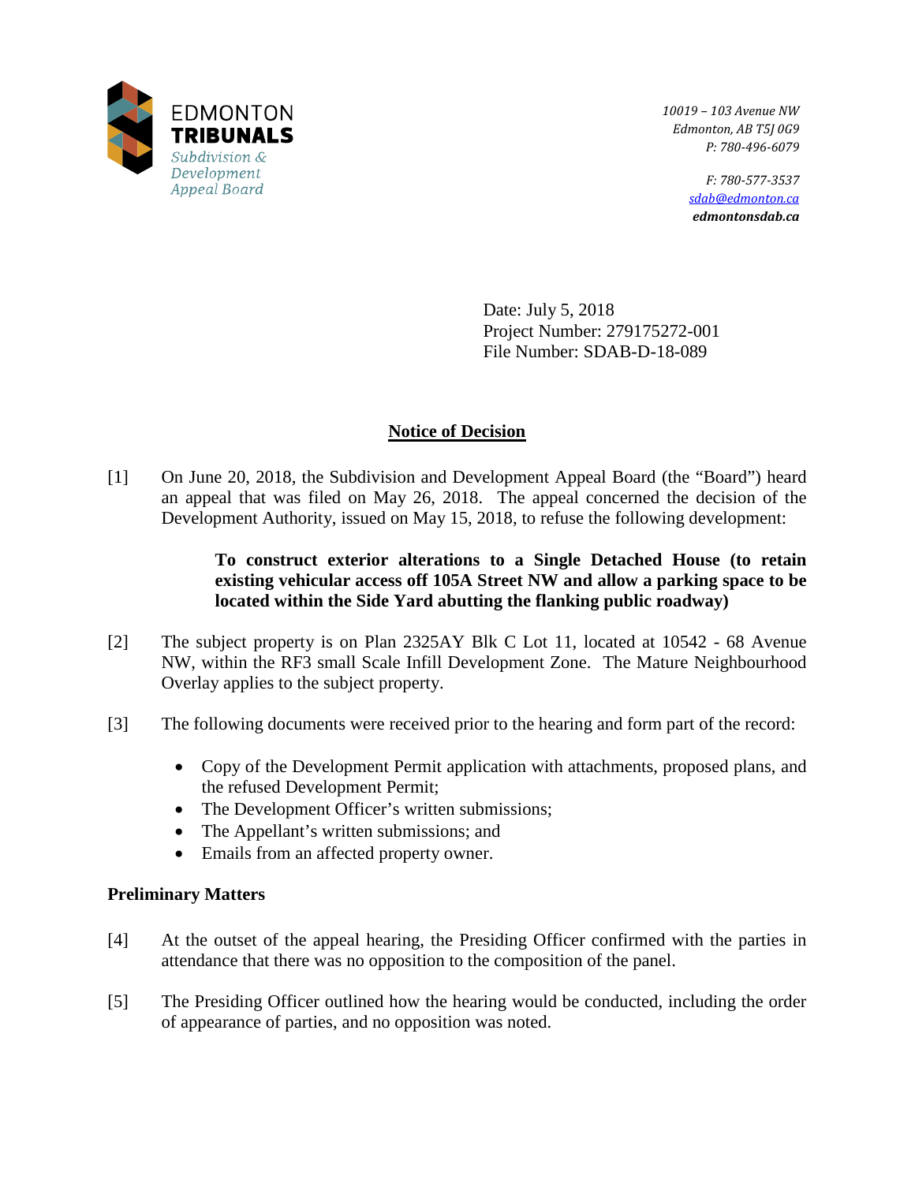EDMONTON
**TRIBUNALS**
*Subdivision & Development Appeal Board*

*10019 – 103 Avenue NW*
*Edmonton, AB T5J 0G9*
*P: 780-496-6079*

*F: 780-577-3537*
*sdab@edmonton.ca*
***edmontonsdab.ca***

Date: July 5, 2018
Project Number: 279175272-001
File Number: SDAB-D-18-089

## Notice of Decision

[1] On June 20, 2018, the Subdivision and Development Appeal Board (the "Board") heard an appeal that was filed on May 26, 2018. The appeal concerned the decision of the Development Authority, issued on May 15, 2018, to refuse the following development:

> **To construct exterior alterations to a Single Detached House (to retain existing vehicular access off 105A Street NW and allow a parking space to be located within the Side Yard abutting the flanking public roadway)**

[2] The subject property is on Plan 2325AY Blk C Lot 11, located at 10542 - 68 Avenue NW, within the RF3 small Scale Infill Development Zone. The Mature Neighbourhood Overlay applies to the subject property.

[3] The following documents were received prior to the hearing and form part of the record:

- Copy of the Development Permit application with attachments, proposed plans, and the refused Development Permit;
- The Development Officer's written submissions;
- The Appellant's written submissions; and
- Emails from an affected property owner.

### Preliminary Matters

[4] At the outset of the appeal hearing, the Presiding Officer confirmed with the parties in attendance that there was no opposition to the composition of the panel.

[5] The Presiding Officer outlined how the hearing would be conducted, including the order of appearance of parties, and no opposition was noted.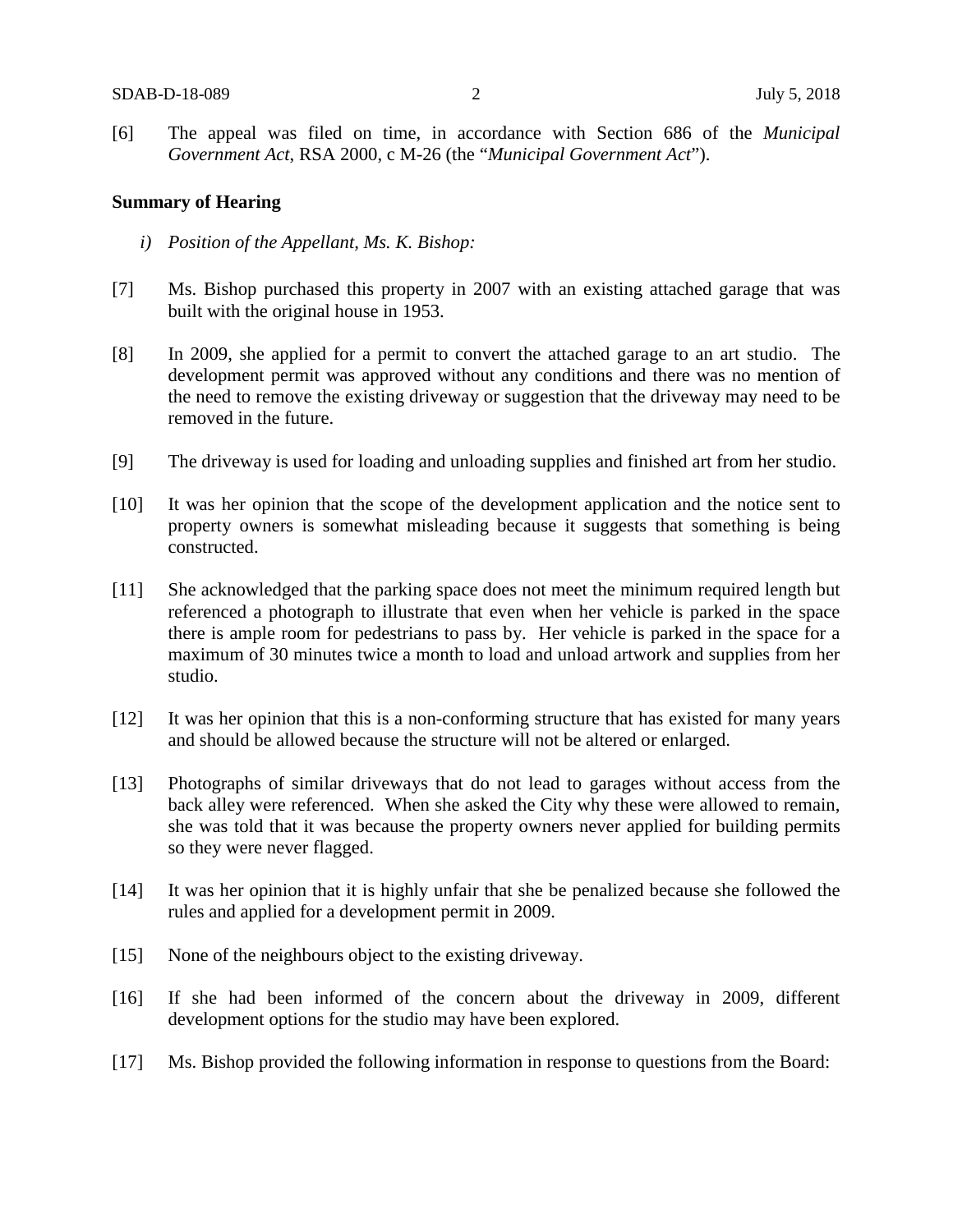[6] The appeal was filed on time, in accordance with Section 686 of the *Municipal Government Act*, RSA 2000, c M-26 (the "*Municipal Government Act*").

**Summary of Hearing**

*i) Position of the Appellant, Ms. K. Bishop:*

[7] Ms. Bishop purchased this property in 2007 with an existing attached garage that was built with the original house in 1953.

[8] In 2009, she applied for a permit to convert the attached garage to an art studio. The development permit was approved without any conditions and there was no mention of the need to remove the existing driveway or suggestion that the driveway may need to be removed in the future.

[9] The driveway is used for loading and unloading supplies and finished art from her studio.

[10] It was her opinion that the scope of the development application and the notice sent to property owners is somewhat misleading because it suggests that something is being constructed.

[11] She acknowledged that the parking space does not meet the minimum required length but referenced a photograph to illustrate that even when her vehicle is parked in the space there is ample room for pedestrians to pass by. Her vehicle is parked in the space for a maximum of 30 minutes twice a month to load and unload artwork and supplies from her studio.

[12] It was her opinion that this is a non-conforming structure that has existed for many years and should be allowed because the structure will not be altered or enlarged.

[13] Photographs of similar driveways that do not lead to garages without access from the back alley were referenced. When she asked the City why these were allowed to remain, she was told that it was because the property owners never applied for building permits so they were never flagged.

[14] It was her opinion that it is highly unfair that she be penalized because she followed the rules and applied for a development permit in 2009.

[15] None of the neighbours object to the existing driveway.

[16] If she had been informed of the concern about the driveway in 2009, different development options for the studio may have been explored.

[17] Ms. Bishop provided the following information in response to questions from the Board: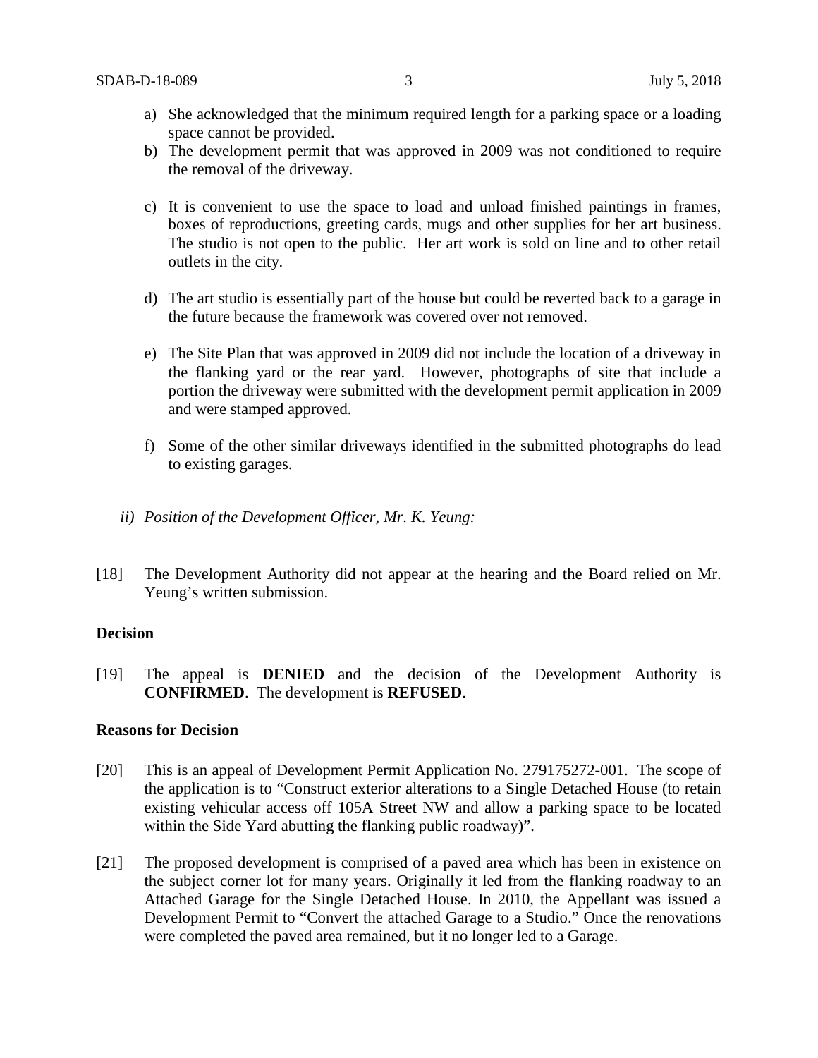a) She acknowledged that the minimum required length for a parking space or a loading space cannot be provided.
b) The development permit that was approved in 2009 was not conditioned to require the removal of the driveway.
c) It is convenient to use the space to load and unload finished paintings in frames, boxes of reproductions, greeting cards, mugs and other supplies for her art business. The studio is not open to the public. Her art work is sold on line and to other retail outlets in the city.
d) The art studio is essentially part of the house but could be reverted back to a garage in the future because the framework was covered over not removed.
e) The Site Plan that was approved in 2009 did not include the location of a driveway in the flanking yard or the rear yard. However, photographs of site that include a portion the driveway were submitted with the development permit application in 2009 and were stamped approved.
f) Some of the other similar driveways identified in the submitted photographs do lead to existing garages.

*ii) Position of the Development Officer, Mr. K. Yeung:*

[18] The Development Authority did not appear at the hearing and the Board relied on Mr. Yeung's written submission.

**Decision**

[19] The appeal is **DENIED** and the decision of the Development Authority is **CONFIRMED**. The development is **REFUSED**.

**Reasons for Decision**

[20] This is an appeal of Development Permit Application No. 279175272-001. The scope of the application is to "Construct exterior alterations to a Single Detached House (to retain existing vehicular access off 105A Street NW and allow a parking space to be located within the Side Yard abutting the flanking public roadway)".

[21] The proposed development is comprised of a paved area which has been in existence on the subject corner lot for many years. Originally it led from the flanking roadway to an Attached Garage for the Single Detached House. In 2010, the Appellant was issued a Development Permit to "Convert the attached Garage to a Studio." Once the renovations were completed the paved area remained, but it no longer led to a Garage.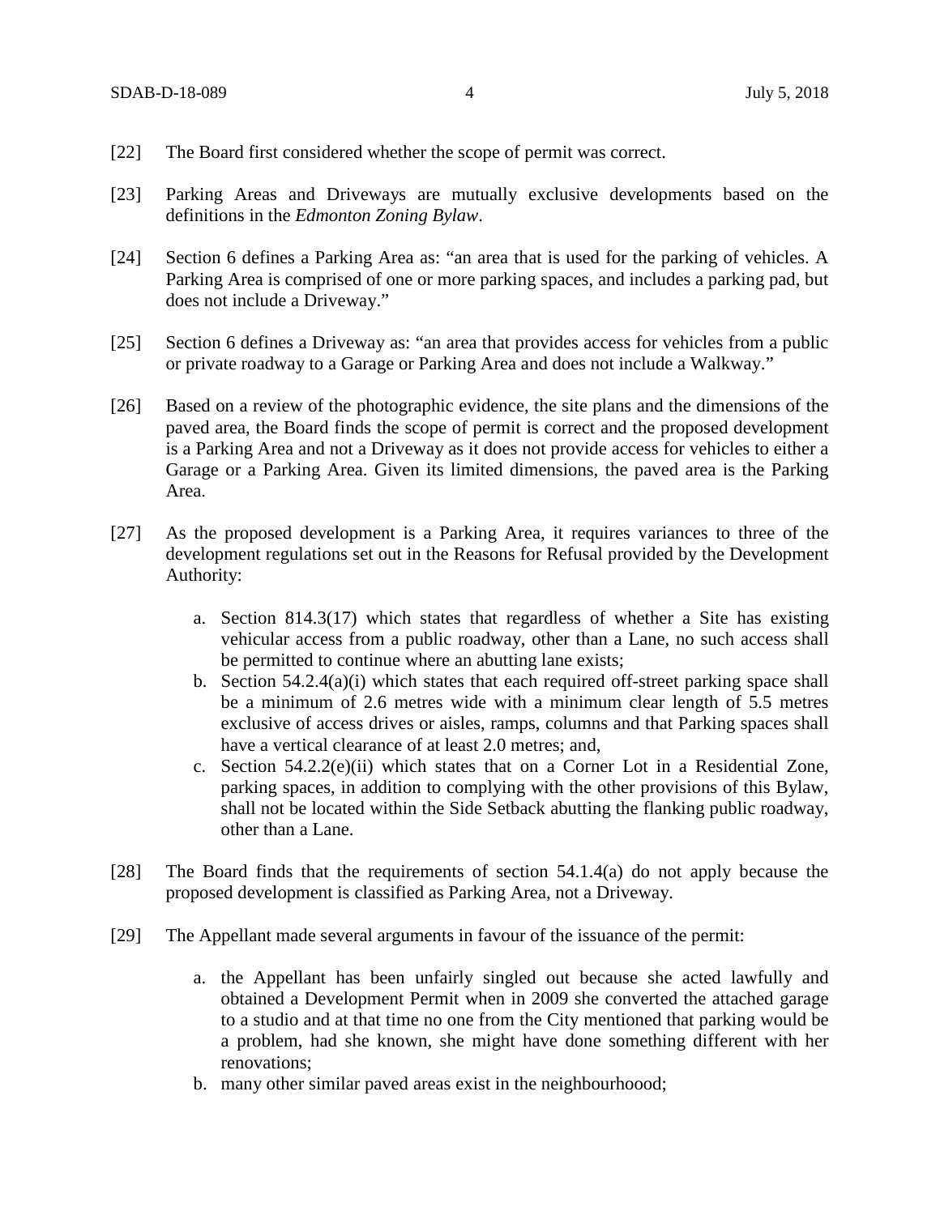[22] The Board first considered whether the scope of permit was correct.

[23] Parking Areas and Driveways are mutually exclusive developments based on the definitions in the *Edmonton Zoning Bylaw*.

[24] Section 6 defines a Parking Area as: "an area that is used for the parking of vehicles. A Parking Area is comprised of one or more parking spaces, and includes a parking pad, but does not include a Driveway."

[25] Section 6 defines a Driveway as: "an area that provides access for vehicles from a public or private roadway to a Garage or Parking Area and does not include a Walkway."

[26] Based on a review of the photographic evidence, the site plans and the dimensions of the paved area, the Board finds the scope of permit is correct and the proposed development is a Parking Area and not a Driveway as it does not provide access for vehicles to either a Garage or a Parking Area. Given its limited dimensions, the paved area is the Parking Area.

[27] As the proposed development is a Parking Area, it requires variances to three of the development regulations set out in the Reasons for Refusal provided by the Development Authority:

a. Section 814.3(17) which states that regardless of whether a Site has existing vehicular access from a public roadway, other than a Lane, no such access shall be permitted to continue where an abutting lane exists;
b. Section 54.2.4(a)(i) which states that each required off-street parking space shall be a minimum of 2.6 metres wide with a minimum clear length of 5.5 metres exclusive of access drives or aisles, ramps, columns and that Parking spaces shall have a vertical clearance of at least 2.0 metres; and,
c. Section 54.2.2(e)(ii) which states that on a Corner Lot in a Residential Zone, parking spaces, in addition to complying with the other provisions of this Bylaw, shall not be located within the Side Setback abutting the flanking public roadway, other than a Lane.

[28] The Board finds that the requirements of section 54.1.4(a) do not apply because the proposed development is classified as Parking Area, not a Driveway.

[29] The Appellant made several arguments in favour of the issuance of the permit:

a. the Appellant has been unfairly singled out because she acted lawfully and obtained a Development Permit when in 2009 she converted the attached garage to a studio and at that time no one from the City mentioned that parking would be a problem, had she known, she might have done something different with her renovations;
b. many other similar paved areas exist in the neighbourhoood;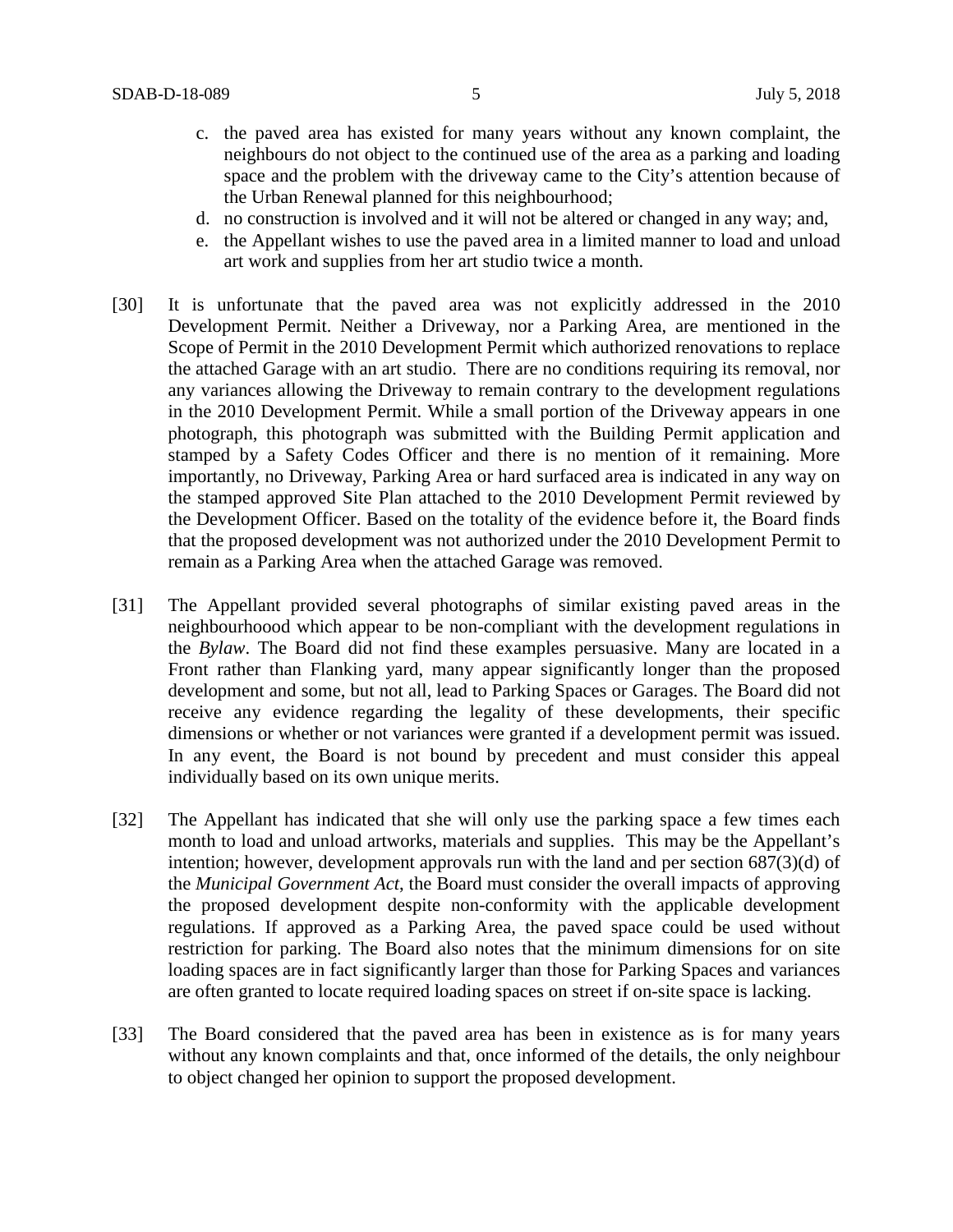c. the paved area has existed for many years without any known complaint, the neighbours do not object to the continued use of the area as a parking and loading space and the problem with the driveway came to the City's attention because of the Urban Renewal planned for this neighbourhood;

d. no construction is involved and it will not be altered or changed in any way; and,

e. the Appellant wishes to use the paved area in a limited manner to load and unload art work and supplies from her art studio twice a month.

[30] It is unfortunate that the paved area was not explicitly addressed in the 2010 Development Permit. Neither a Driveway, nor a Parking Area, are mentioned in the Scope of Permit in the 2010 Development Permit which authorized renovations to replace the attached Garage with an art studio. There are no conditions requiring its removal, nor any variances allowing the Driveway to remain contrary to the development regulations in the 2010 Development Permit. While a small portion of the Driveway appears in one photograph, this photograph was submitted with the Building Permit application and stamped by a Safety Codes Officer and there is no mention of it remaining. More importantly, no Driveway, Parking Area or hard surfaced area is indicated in any way on the stamped approved Site Plan attached to the 2010 Development Permit reviewed by the Development Officer. Based on the totality of the evidence before it, the Board finds that the proposed development was not authorized under the 2010 Development Permit to remain as a Parking Area when the attached Garage was removed.

[31] The Appellant provided several photographs of similar existing paved areas in the neighbourhoood which appear to be non-compliant with the development regulations in the *Bylaw*. The Board did not find these examples persuasive. Many are located in a Front rather than Flanking yard, many appear significantly longer than the proposed development and some, but not all, lead to Parking Spaces or Garages. The Board did not receive any evidence regarding the legality of these developments, their specific dimensions or whether or not variances were granted if a development permit was issued. In any event, the Board is not bound by precedent and must consider this appeal individually based on its own unique merits.

[32] The Appellant has indicated that she will only use the parking space a few times each month to load and unload artworks, materials and supplies. This may be the Appellant's intention; however, development approvals run with the land and per section 687(3)(d) of the *Municipal Government Act*, the Board must consider the overall impacts of approving the proposed development despite non-conformity with the applicable development regulations. If approved as a Parking Area, the paved space could be used without restriction for parking. The Board also notes that the minimum dimensions for on site loading spaces are in fact significantly larger than those for Parking Spaces and variances are often granted to locate required loading spaces on street if on-site space is lacking.

[33] The Board considered that the paved area has been in existence as is for many years without any known complaints and that, once informed of the details, the only neighbour to object changed her opinion to support the proposed development.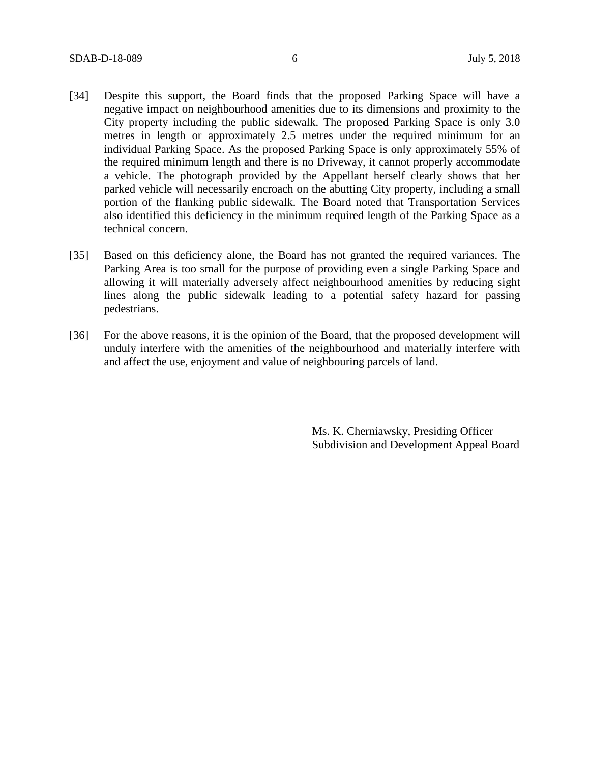[34] Despite this support, the Board finds that the proposed Parking Space will have a negative impact on neighbourhood amenities due to its dimensions and proximity to the City property including the public sidewalk. The proposed Parking Space is only 3.0 metres in length or approximately 2.5 metres under the required minimum for an individual Parking Space. As the proposed Parking Space is only approximately 55% of the required minimum length and there is no Driveway, it cannot properly accommodate a vehicle. The photograph provided by the Appellant herself clearly shows that her parked vehicle will necessarily encroach on the abutting City property, including a small portion of the flanking public sidewalk. The Board noted that Transportation Services also identified this deficiency in the minimum required length of the Parking Space as a technical concern.

[35] Based on this deficiency alone, the Board has not granted the required variances. The Parking Area is too small for the purpose of providing even a single Parking Space and allowing it will materially adversely affect neighbourhood amenities by reducing sight lines along the public sidewalk leading to a potential safety hazard for passing pedestrians.

[36] For the above reasons, it is the opinion of the Board, that the proposed development will unduly interfere with the amenities of the neighbourhood and materially interfere with and affect the use, enjoyment and value of neighbouring parcels of land.

Ms. K. Cherniawsky, Presiding Officer
Subdivision and Development Appeal Board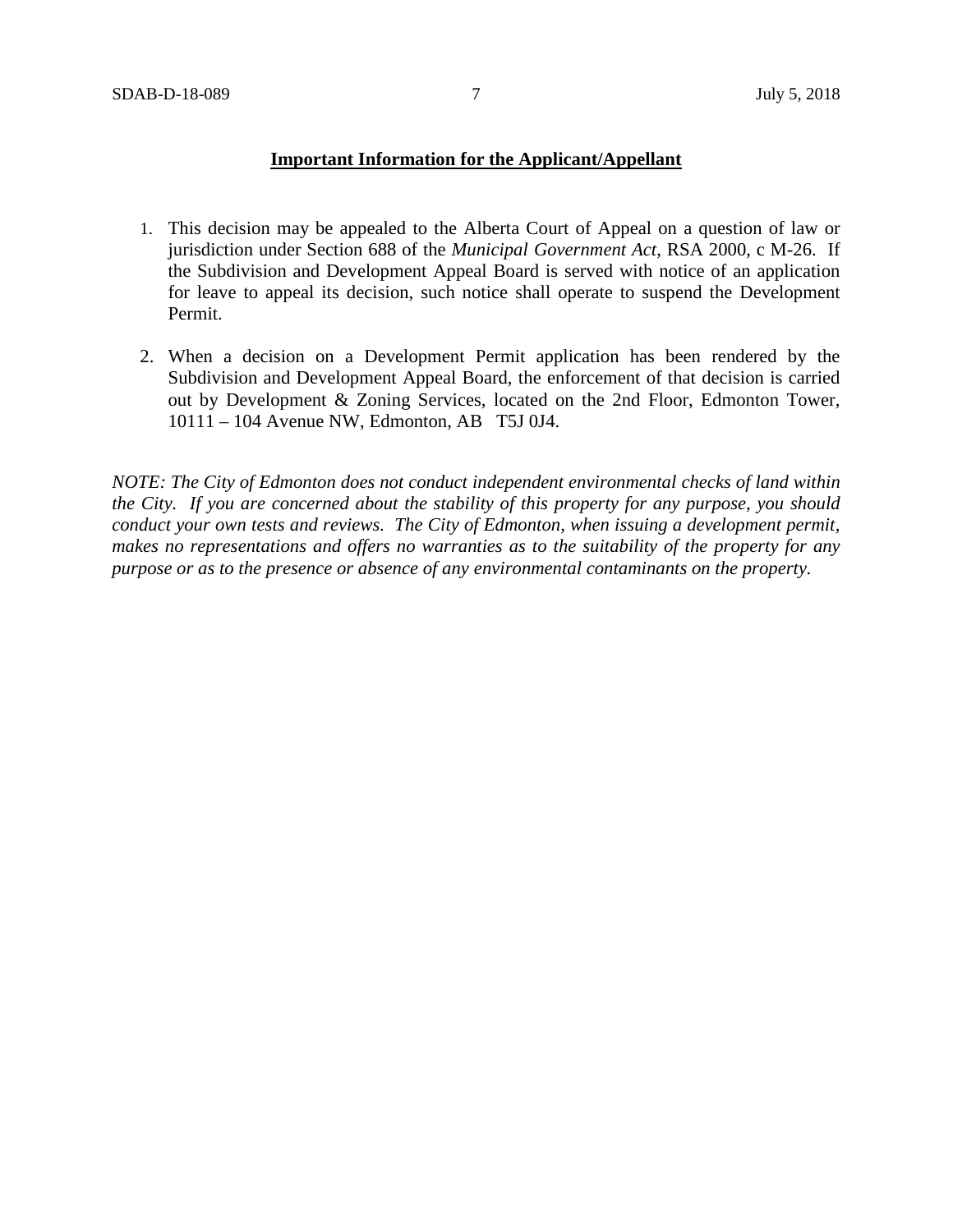**Important Information for the Applicant/Appellant**

1. This decision may be appealed to the Alberta Court of Appeal on a question of law or jurisdiction under Section 688 of the *Municipal Government Act*, RSA 2000, c M-26. If the Subdivision and Development Appeal Board is served with notice of an application for leave to appeal its decision, such notice shall operate to suspend the Development Permit.

2. When a decision on a Development Permit application has been rendered by the Subdivision and Development Appeal Board, the enforcement of that decision is carried out by Development & Zoning Services, located on the 2nd Floor, Edmonton Tower, 10111 – 104 Avenue NW, Edmonton, AB T5J 0J4.

*NOTE: The City of Edmonton does not conduct independent environmental checks of land within the City. If you are concerned about the stability of this property for any purpose, you should conduct your own tests and reviews. The City of Edmonton, when issuing a development permit, makes no representations and offers no warranties as to the suitability of the property for any purpose or as to the presence or absence of any environmental contaminants on the property.*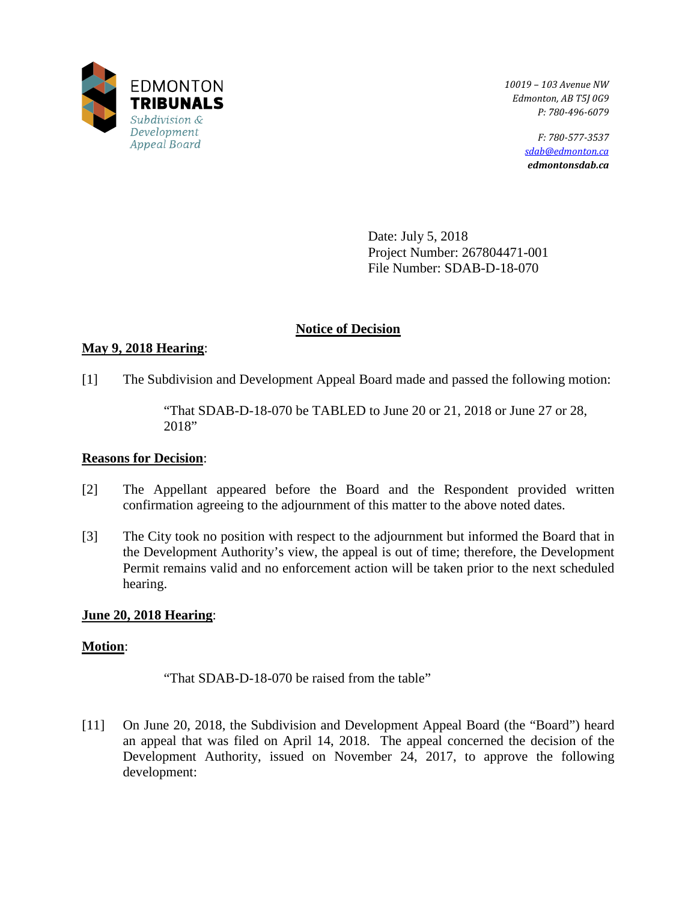EDMONTON
**TRIBUNALS**
*Subdivision & Development Appeal Board*

*10019 – 103 Avenue NW*
*Edmonton, AB T5J 0G9*
*P: 780-496-6079*

*F: 780-577-3537*
*sdab@edmonton.ca*
***edmontonsdab.ca***

Date: July 5, 2018
Project Number: 267804471-001
File Number: SDAB-D-18-070

# Notice of Decision

**May 9, 2018 Hearing**:

[1] The Subdivision and Development Appeal Board made and passed the following motion:

> "That SDAB-D-18-070 be TABLED to June 20 or 21, 2018 or June 27 or 28, 2018"

**Reasons for Decision**:

[2] The Appellant appeared before the Board and the Respondent provided written confirmation agreeing to the adjournment of this matter to the above noted dates.

[3] The City took no position with respect to the adjournment but informed the Board that in the Development Authority's view, the appeal is out of time; therefore, the Development Permit remains valid and no enforcement action will be taken prior to the next scheduled hearing.

**June 20, 2018 Hearing**:

**Motion**:

> "That SDAB-D-18-070 be raised from the table"

[11] On June 20, 2018, the Subdivision and Development Appeal Board (the "Board") heard an appeal that was filed on April 14, 2018. The appeal concerned the decision of the Development Authority, issued on November 24, 2017, to approve the following development: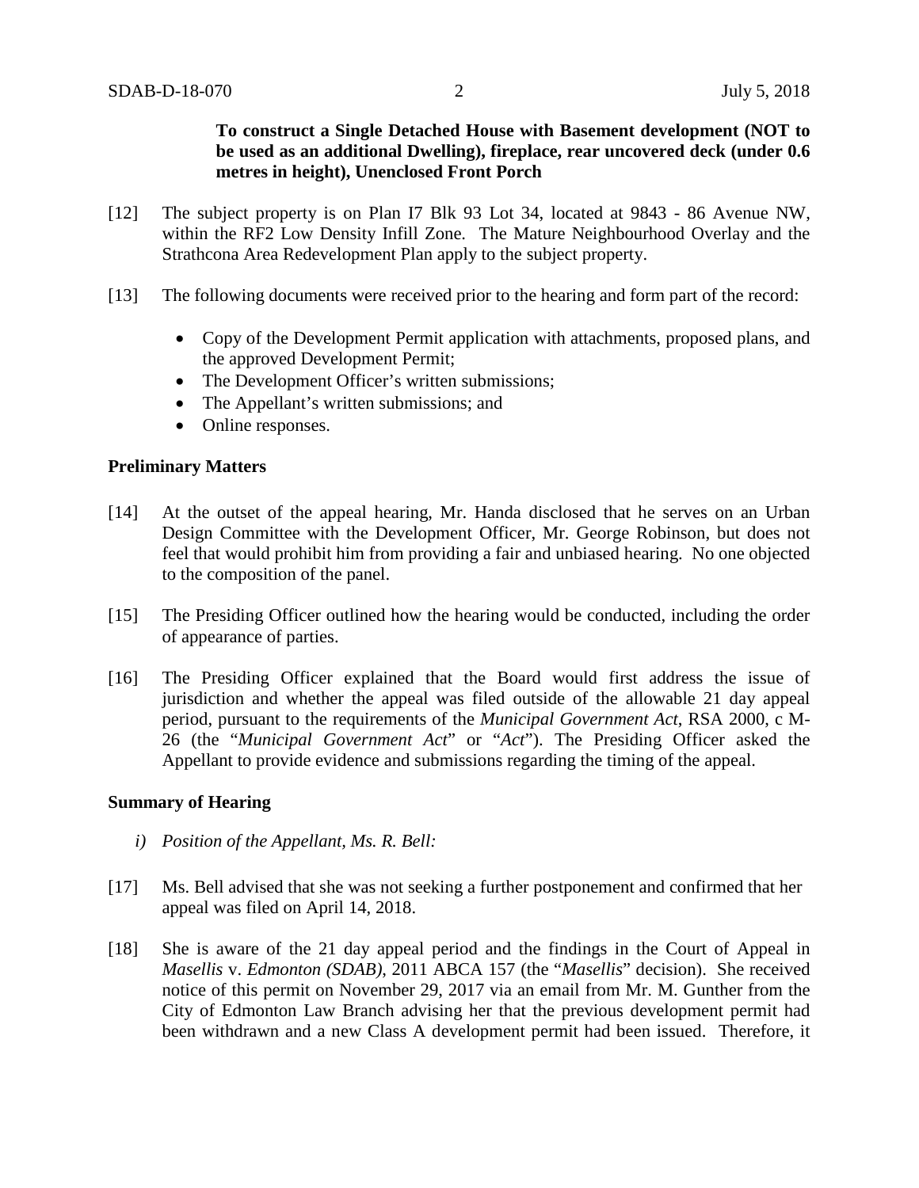**To construct a Single Detached House with Basement development (NOT to be used as an additional Dwelling), fireplace, rear uncovered deck (under 0.6 metres in height), Unenclosed Front Porch**

[12] The subject property is on Plan I7 Blk 93 Lot 34, located at 9843 - 86 Avenue NW, within the RF2 Low Density Infill Zone. The Mature Neighbourhood Overlay and the Strathcona Area Redevelopment Plan apply to the subject property.

[13] The following documents were received prior to the hearing and form part of the record:

- Copy of the Development Permit application with attachments, proposed plans, and the approved Development Permit;
- The Development Officer's written submissions;
- The Appellant's written submissions; and
- Online responses.

## Preliminary Matters

[14] At the outset of the appeal hearing, Mr. Handa disclosed that he serves on an Urban Design Committee with the Development Officer, Mr. George Robinson, but does not feel that would prohibit him from providing a fair and unbiased hearing. No one objected to the composition of the panel.

[15] The Presiding Officer outlined how the hearing would be conducted, including the order of appearance of parties.

[16] The Presiding Officer explained that the Board would first address the issue of jurisdiction and whether the appeal was filed outside of the allowable 21 day appeal period, pursuant to the requirements of the *Municipal Government Act*, RSA 2000, c M-26 (the "*Municipal Government Act*" or "*Act*"). The Presiding Officer asked the Appellant to provide evidence and submissions regarding the timing of the appeal.

## Summary of Hearing

*i) Position of the Appellant, Ms. R. Bell:*

[17] Ms. Bell advised that she was not seeking a further postponement and confirmed that her appeal was filed on April 14, 2018.

[18] She is aware of the 21 day appeal period and the findings in the Court of Appeal in *Masellis* v. *Edmonton (SDAB)*, 2011 ABCA 157 (the "*Masellis*" decision). She received notice of this permit on November 29, 2017 via an email from Mr. M. Gunther from the City of Edmonton Law Branch advising her that the previous development permit had been withdrawn and a new Class A development permit had been issued. Therefore, it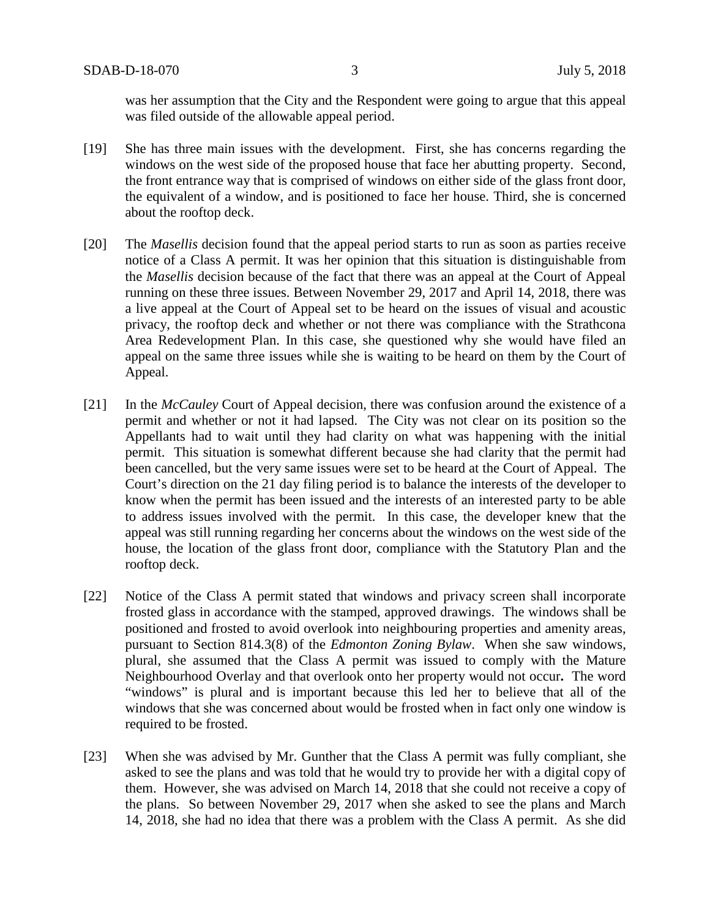was her assumption that the City and the Respondent were going to argue that this appeal was filed outside of the allowable appeal period.

[19] She has three main issues with the development. First, she has concerns regarding the windows on the west side of the proposed house that face her abutting property. Second, the front entrance way that is comprised of windows on either side of the glass front door, the equivalent of a window, and is positioned to face her house. Third, she is concerned about the rooftop deck.

[20] The *Masellis* decision found that the appeal period starts to run as soon as parties receive notice of a Class A permit. It was her opinion that this situation is distinguishable from the *Masellis* decision because of the fact that there was an appeal at the Court of Appeal running on these three issues. Between November 29, 2017 and April 14, 2018, there was a live appeal at the Court of Appeal set to be heard on the issues of visual and acoustic privacy, the rooftop deck and whether or not there was compliance with the Strathcona Area Redevelopment Plan. In this case, she questioned why she would have filed an appeal on the same three issues while she is waiting to be heard on them by the Court of Appeal.

[21] In the *McCauley* Court of Appeal decision, there was confusion around the existence of a permit and whether or not it had lapsed. The City was not clear on its position so the Appellants had to wait until they had clarity on what was happening with the initial permit. This situation is somewhat different because she had clarity that the permit had been cancelled, but the very same issues were set to be heard at the Court of Appeal. The Court's direction on the 21 day filing period is to balance the interests of the developer to know when the permit has been issued and the interests of an interested party to be able to address issues involved with the permit. In this case, the developer knew that the appeal was still running regarding her concerns about the windows on the west side of the house, the location of the glass front door, compliance with the Statutory Plan and the rooftop deck.

[22] Notice of the Class A permit stated that windows and privacy screen shall incorporate frosted glass in accordance with the stamped, approved drawings. The windows shall be positioned and frosted to avoid overlook into neighbouring properties and amenity areas, pursuant to Section 814.3(8) of the *Edmonton Zoning Bylaw*. When she saw windows, plural, she assumed that the Class A permit was issued to comply with the Mature Neighbourhood Overlay and that overlook onto her property would not occur**.** The word "windows" is plural and is important because this led her to believe that all of the windows that she was concerned about would be frosted when in fact only one window is required to be frosted.

[23] When she was advised by Mr. Gunther that the Class A permit was fully compliant, she asked to see the plans and was told that he would try to provide her with a digital copy of them. However, she was advised on March 14, 2018 that she could not receive a copy of the plans. So between November 29, 2017 when she asked to see the plans and March 14, 2018, she had no idea that there was a problem with the Class A permit. As she did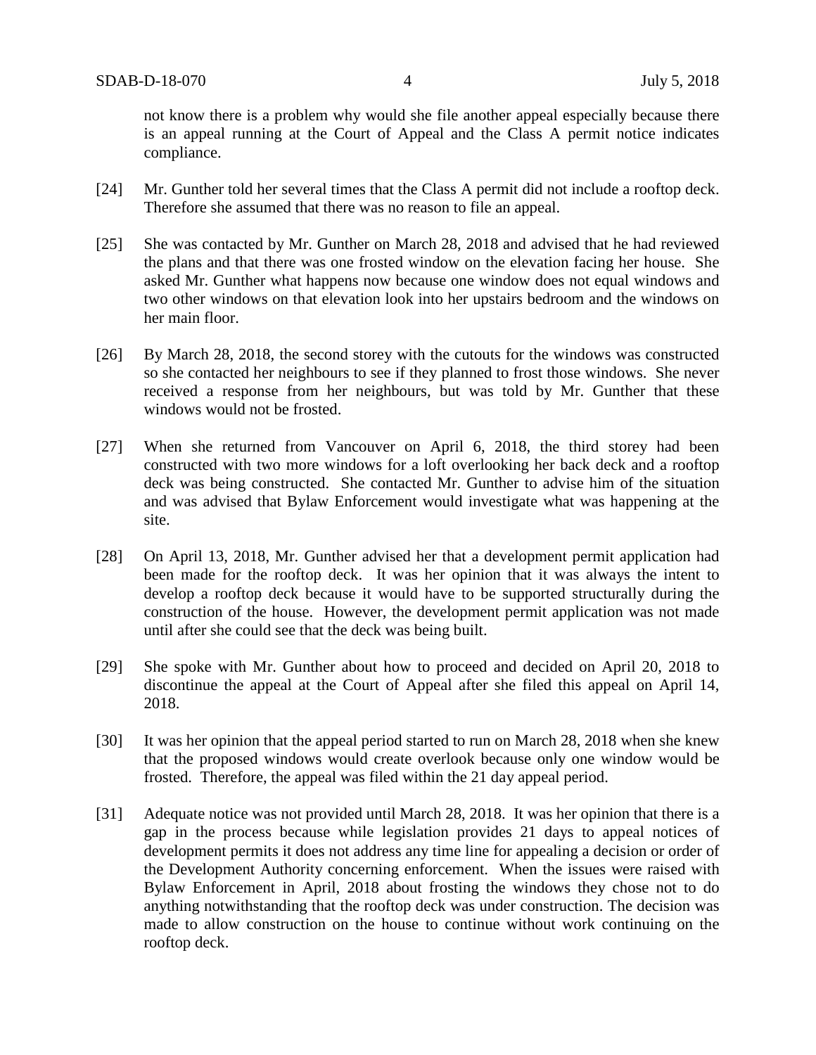not know there is a problem why would she file another appeal especially because there is an appeal running at the Court of Appeal and the Class A permit notice indicates compliance.

[24] Mr. Gunther told her several times that the Class A permit did not include a rooftop deck. Therefore she assumed that there was no reason to file an appeal.

[25] She was contacted by Mr. Gunther on March 28, 2018 and advised that he had reviewed the plans and that there was one frosted window on the elevation facing her house. She asked Mr. Gunther what happens now because one window does not equal windows and two other windows on that elevation look into her upstairs bedroom and the windows on her main floor.

[26] By March 28, 2018, the second storey with the cutouts for the windows was constructed so she contacted her neighbours to see if they planned to frost those windows. She never received a response from her neighbours, but was told by Mr. Gunther that these windows would not be frosted.

[27] When she returned from Vancouver on April 6, 2018, the third storey had been constructed with two more windows for a loft overlooking her back deck and a rooftop deck was being constructed. She contacted Mr. Gunther to advise him of the situation and was advised that Bylaw Enforcement would investigate what was happening at the site.

[28] On April 13, 2018, Mr. Gunther advised her that a development permit application had been made for the rooftop deck. It was her opinion that it was always the intent to develop a rooftop deck because it would have to be supported structurally during the construction of the house. However, the development permit application was not made until after she could see that the deck was being built.

[29] She spoke with Mr. Gunther about how to proceed and decided on April 20, 2018 to discontinue the appeal at the Court of Appeal after she filed this appeal on April 14, 2018.

[30] It was her opinion that the appeal period started to run on March 28, 2018 when she knew that the proposed windows would create overlook because only one window would be frosted. Therefore, the appeal was filed within the 21 day appeal period.

[31] Adequate notice was not provided until March 28, 2018. It was her opinion that there is a gap in the process because while legislation provides 21 days to appeal notices of development permits it does not address any time line for appealing a decision or order of the Development Authority concerning enforcement. When the issues were raised with Bylaw Enforcement in April, 2018 about frosting the windows they chose not to do anything notwithstanding that the rooftop deck was under construction. The decision was made to allow construction on the house to continue without work continuing on the rooftop deck.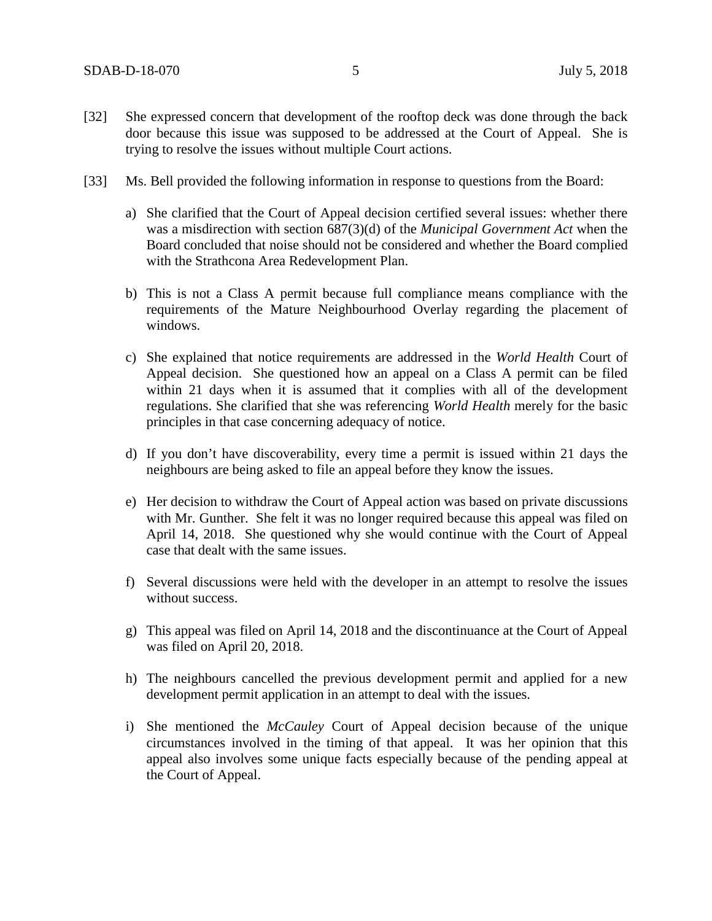[32] She expressed concern that development of the rooftop deck was done through the back door because this issue was supposed to be addressed at the Court of Appeal. She is trying to resolve the issues without multiple Court actions.

[33] Ms. Bell provided the following information in response to questions from the Board:

a) She clarified that the Court of Appeal decision certified several issues: whether there was a misdirection with section 687(3)(d) of the *Municipal Government Act* when the Board concluded that noise should not be considered and whether the Board complied with the Strathcona Area Redevelopment Plan.

b) This is not a Class A permit because full compliance means compliance with the requirements of the Mature Neighbourhood Overlay regarding the placement of windows.

c) She explained that notice requirements are addressed in the *World Health* Court of Appeal decision. She questioned how an appeal on a Class A permit can be filed within 21 days when it is assumed that it complies with all of the development regulations. She clarified that she was referencing *World Health* merely for the basic principles in that case concerning adequacy of notice.

d) If you don't have discoverability, every time a permit is issued within 21 days the neighbours are being asked to file an appeal before they know the issues.

e) Her decision to withdraw the Court of Appeal action was based on private discussions with Mr. Gunther. She felt it was no longer required because this appeal was filed on April 14, 2018. She questioned why she would continue with the Court of Appeal case that dealt with the same issues.

f) Several discussions were held with the developer in an attempt to resolve the issues without success.

g) This appeal was filed on April 14, 2018 and the discontinuance at the Court of Appeal was filed on April 20, 2018.

h) The neighbours cancelled the previous development permit and applied for a new development permit application in an attempt to deal with the issues.

i) She mentioned the *McCauley* Court of Appeal decision because of the unique circumstances involved in the timing of that appeal. It was her opinion that this appeal also involves some unique facts especially because of the pending appeal at the Court of Appeal.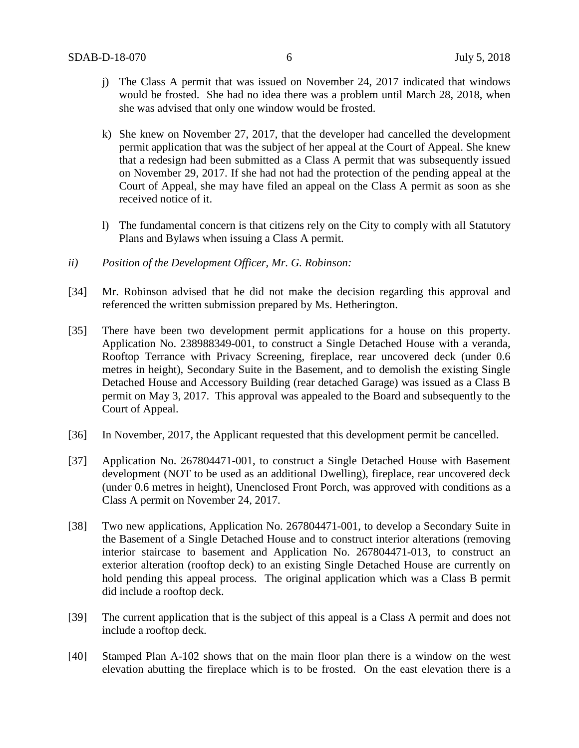j) The Class A permit that was issued on November 24, 2017 indicated that windows would be frosted. She had no idea there was a problem until March 28, 2018, when she was advised that only one window would be frosted.

k) She knew on November 27, 2017, that the developer had cancelled the development permit application that was the subject of her appeal at the Court of Appeal. She knew that a redesign had been submitted as a Class A permit that was subsequently issued on November 29, 2017. If she had not had the protection of the pending appeal at the Court of Appeal, she may have filed an appeal on the Class A permit as soon as she received notice of it.

l) The fundamental concern is that citizens rely on the City to comply with all Statutory Plans and Bylaws when issuing a Class A permit.

*ii) Position of the Development Officer, Mr. G. Robinson:*

[34] Mr. Robinson advised that he did not make the decision regarding this approval and referenced the written submission prepared by Ms. Hetherington.

[35] There have been two development permit applications for a house on this property. Application No. 238988349-001, to construct a Single Detached House with a veranda, Rooftop Terrance with Privacy Screening, fireplace, rear uncovered deck (under 0.6 metres in height), Secondary Suite in the Basement, and to demolish the existing Single Detached House and Accessory Building (rear detached Garage) was issued as a Class B permit on May 3, 2017. This approval was appealed to the Board and subsequently to the Court of Appeal.

[36] In November, 2017, the Applicant requested that this development permit be cancelled.

[37] Application No. 267804471-001, to construct a Single Detached House with Basement development (NOT to be used as an additional Dwelling), fireplace, rear uncovered deck (under 0.6 metres in height), Unenclosed Front Porch, was approved with conditions as a Class A permit on November 24, 2017.

[38] Two new applications, Application No. 267804471-001, to develop a Secondary Suite in the Basement of a Single Detached House and to construct interior alterations (removing interior staircase to basement and Application No. 267804471-013, to construct an exterior alteration (rooftop deck) to an existing Single Detached House are currently on hold pending this appeal process. The original application which was a Class B permit did include a rooftop deck.

[39] The current application that is the subject of this appeal is a Class A permit and does not include a rooftop deck.

[40] Stamped Plan A-102 shows that on the main floor plan there is a window on the west elevation abutting the fireplace which is to be frosted. On the east elevation there is a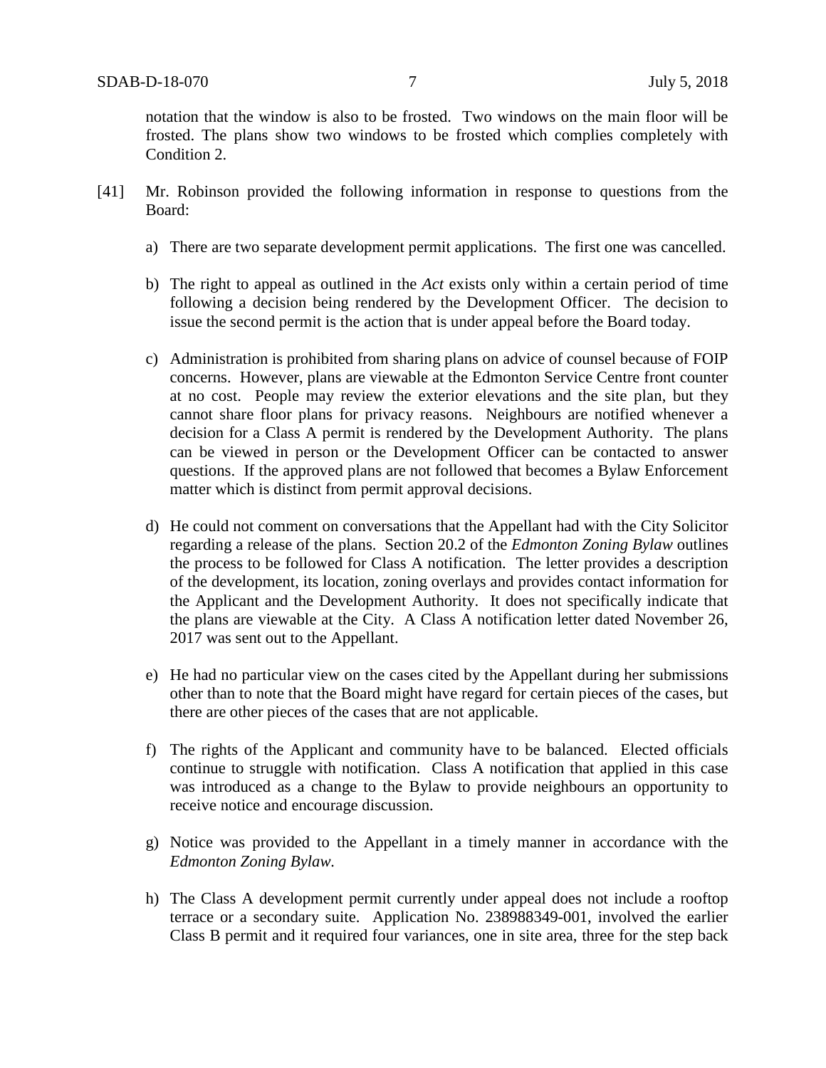notation that the window is also to be frosted. Two windows on the main floor will be frosted. The plans show two windows to be frosted which complies completely with Condition 2.

[41] Mr. Robinson provided the following information in response to questions from the Board:

a) There are two separate development permit applications. The first one was cancelled.

b) The right to appeal as outlined in the *Act* exists only within a certain period of time following a decision being rendered by the Development Officer. The decision to issue the second permit is the action that is under appeal before the Board today.

c) Administration is prohibited from sharing plans on advice of counsel because of FOIP concerns. However, plans are viewable at the Edmonton Service Centre front counter at no cost. People may review the exterior elevations and the site plan, but they cannot share floor plans for privacy reasons. Neighbours are notified whenever a decision for a Class A permit is rendered by the Development Authority. The plans can be viewed in person or the Development Officer can be contacted to answer questions. If the approved plans are not followed that becomes a Bylaw Enforcement matter which is distinct from permit approval decisions.

d) He could not comment on conversations that the Appellant had with the City Solicitor regarding a release of the plans. Section 20.2 of the *Edmonton Zoning Bylaw* outlines the process to be followed for Class A notification. The letter provides a description of the development, its location, zoning overlays and provides contact information for the Applicant and the Development Authority. It does not specifically indicate that the plans are viewable at the City. A Class A notification letter dated November 26, 2017 was sent out to the Appellant.

e) He had no particular view on the cases cited by the Appellant during her submissions other than to note that the Board might have regard for certain pieces of the cases, but there are other pieces of the cases that are not applicable.

f) The rights of the Applicant and community have to be balanced. Elected officials continue to struggle with notification. Class A notification that applied in this case was introduced as a change to the Bylaw to provide neighbours an opportunity to receive notice and encourage discussion.

g) Notice was provided to the Appellant in a timely manner in accordance with the *Edmonton Zoning Bylaw.*

h) The Class A development permit currently under appeal does not include a rooftop terrace or a secondary suite. Application No. 238988349-001, involved the earlier Class B permit and it required four variances, one in site area, three for the step back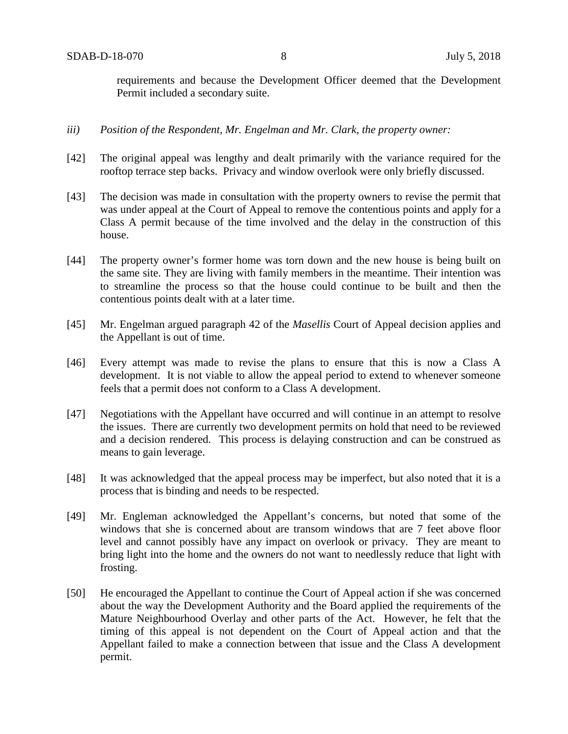requirements and because the Development Officer deemed that the Development Permit included a secondary suite.

*iii) Position of the Respondent, Mr. Engelman and Mr. Clark, the property owner:*

[42] The original appeal was lengthy and dealt primarily with the variance required for the rooftop terrace step backs. Privacy and window overlook were only briefly discussed.

[43] The decision was made in consultation with the property owners to revise the permit that was under appeal at the Court of Appeal to remove the contentious points and apply for a Class A permit because of the time involved and the delay in the construction of this house.

[44] The property owner's former home was torn down and the new house is being built on the same site. They are living with family members in the meantime. Their intention was to streamline the process so that the house could continue to be built and then the contentious points dealt with at a later time.

[45] Mr. Engelman argued paragraph 42 of the *Masellis* Court of Appeal decision applies and the Appellant is out of time.

[46] Every attempt was made to revise the plans to ensure that this is now a Class A development. It is not viable to allow the appeal period to extend to whenever someone feels that a permit does not conform to a Class A development.

[47] Negotiations with the Appellant have occurred and will continue in an attempt to resolve the issues. There are currently two development permits on hold that need to be reviewed and a decision rendered. This process is delaying construction and can be construed as means to gain leverage.

[48] It was acknowledged that the appeal process may be imperfect, but also noted that it is a process that is binding and needs to be respected.

[49] Mr. Engleman acknowledged the Appellant's concerns, but noted that some of the windows that she is concerned about are transom windows that are 7 feet above floor level and cannot possibly have any impact on overlook or privacy. They are meant to bring light into the home and the owners do not want to needlessly reduce that light with frosting.

[50] He encouraged the Appellant to continue the Court of Appeal action if she was concerned about the way the Development Authority and the Board applied the requirements of the Mature Neighbourhood Overlay and other parts of the Act. However, he felt that the timing of this appeal is not dependent on the Court of Appeal action and that the Appellant failed to make a connection between that issue and the Class A development permit.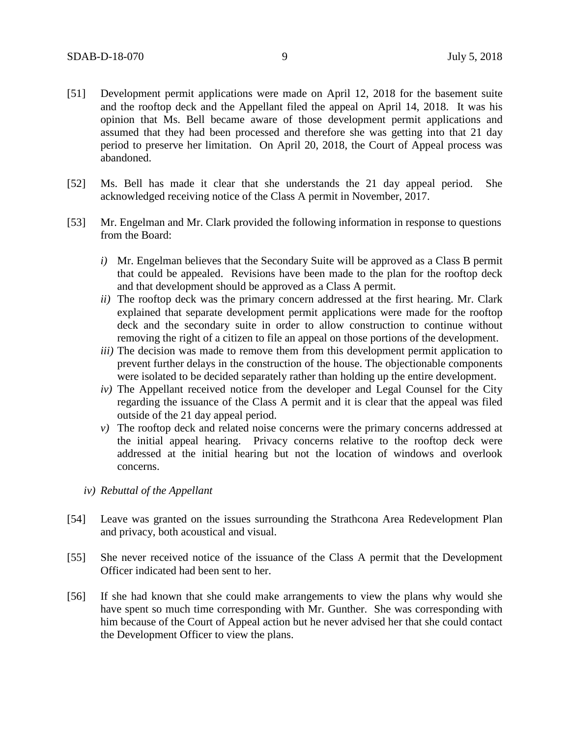[51] Development permit applications were made on April 12, 2018 for the basement suite and the rooftop deck and the Appellant filed the appeal on April 14, 2018. It was his opinion that Ms. Bell became aware of those development permit applications and assumed that they had been processed and therefore she was getting into that 21 day period to preserve her limitation. On April 20, 2018, the Court of Appeal process was abandoned.

[52] Ms. Bell has made it clear that she understands the 21 day appeal period. She acknowledged receiving notice of the Class A permit in November, 2017.

[53] Mr. Engelman and Mr. Clark provided the following information in response to questions from the Board:

*i)* Mr. Engelman believes that the Secondary Suite will be approved as a Class B permit that could be appealed. Revisions have been made to the plan for the rooftop deck and that development should be approved as a Class A permit.

*ii)* The rooftop deck was the primary concern addressed at the first hearing. Mr. Clark explained that separate development permit applications were made for the rooftop deck and the secondary suite in order to allow construction to continue without removing the right of a citizen to file an appeal on those portions of the development.

*iii)* The decision was made to remove them from this development permit application to prevent further delays in the construction of the house. The objectionable components were isolated to be decided separately rather than holding up the entire development.

*iv)* The Appellant received notice from the developer and Legal Counsel for the City regarding the issuance of the Class A permit and it is clear that the appeal was filed outside of the 21 day appeal period.

*v)* The rooftop deck and related noise concerns were the primary concerns addressed at the initial appeal hearing. Privacy concerns relative to the rooftop deck were addressed at the initial hearing but not the location of windows and overlook concerns.

*iv) Rebuttal of the Appellant*

[54] Leave was granted on the issues surrounding the Strathcona Area Redevelopment Plan and privacy, both acoustical and visual.

[55] She never received notice of the issuance of the Class A permit that the Development Officer indicated had been sent to her.

[56] If she had known that she could make arrangements to view the plans why would she have spent so much time corresponding with Mr. Gunther. She was corresponding with him because of the Court of Appeal action but he never advised her that she could contact the Development Officer to view the plans.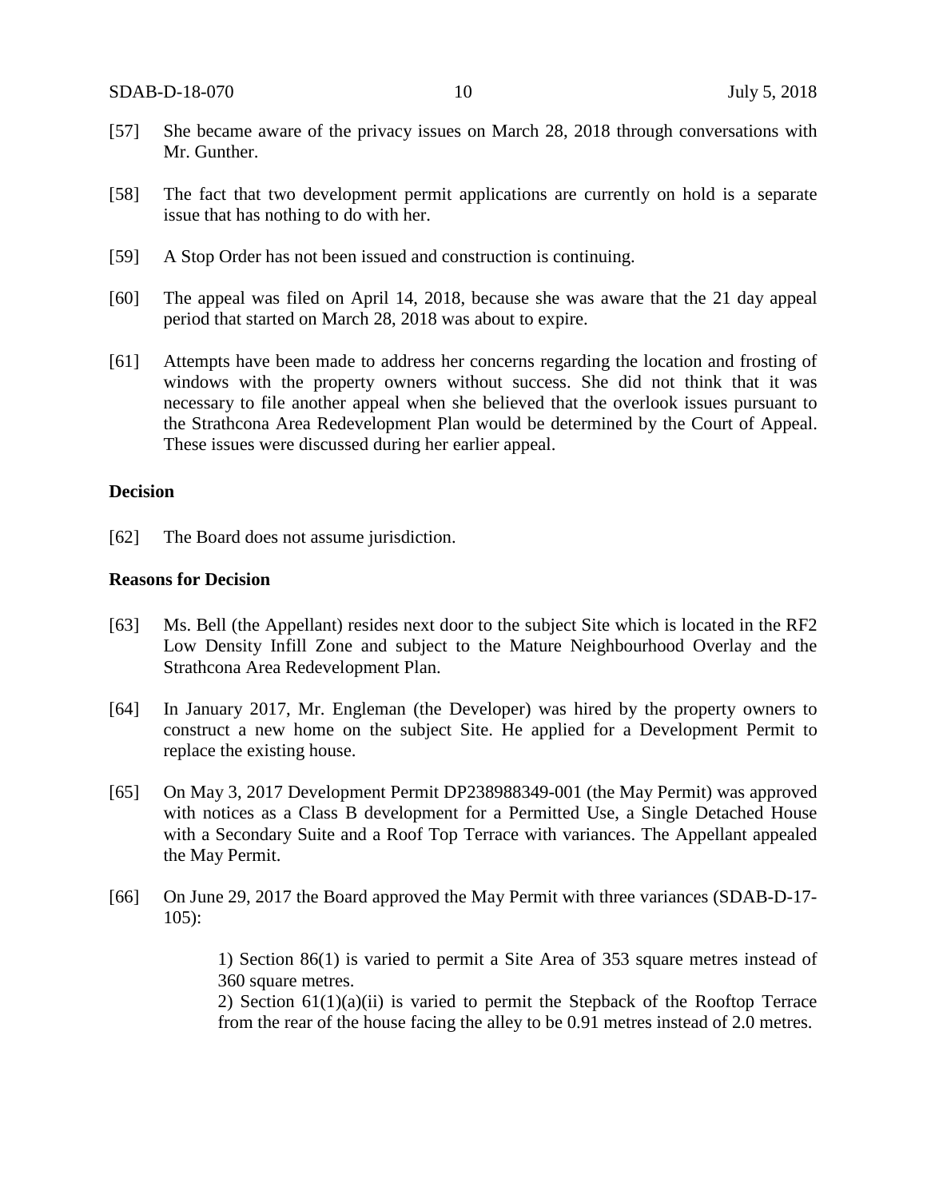[57] She became aware of the privacy issues on March 28, 2018 through conversations with Mr. Gunther.

[58] The fact that two development permit applications are currently on hold is a separate issue that has nothing to do with her.

[59] A Stop Order has not been issued and construction is continuing.

[60] The appeal was filed on April 14, 2018, because she was aware that the 21 day appeal period that started on March 28, 2018 was about to expire.

[61] Attempts have been made to address her concerns regarding the location and frosting of windows with the property owners without success. She did not think that it was necessary to file another appeal when she believed that the overlook issues pursuant to the Strathcona Area Redevelopment Plan would be determined by the Court of Appeal. These issues were discussed during her earlier appeal.

**Decision**

[62] The Board does not assume jurisdiction.

**Reasons for Decision**

[63] Ms. Bell (the Appellant) resides next door to the subject Site which is located in the RF2 Low Density Infill Zone and subject to the Mature Neighbourhood Overlay and the Strathcona Area Redevelopment Plan.

[64] In January 2017, Mr. Engleman (the Developer) was hired by the property owners to construct a new home on the subject Site. He applied for a Development Permit to replace the existing house.

[65] On May 3, 2017 Development Permit DP238988349-001 (the May Permit) was approved with notices as a Class B development for a Permitted Use, a Single Detached House with a Secondary Suite and a Roof Top Terrace with variances. The Appellant appealed the May Permit.

[66] On June 29, 2017 the Board approved the May Permit with three variances (SDAB-D-17-105):

> 1) Section 86(1) is varied to permit a Site Area of 353 square metres instead of 360 square metres.
> 2) Section 61(1)(a)(ii) is varied to permit the Stepback of the Rooftop Terrace from the rear of the house facing the alley to be 0.91 metres instead of 2.0 metres.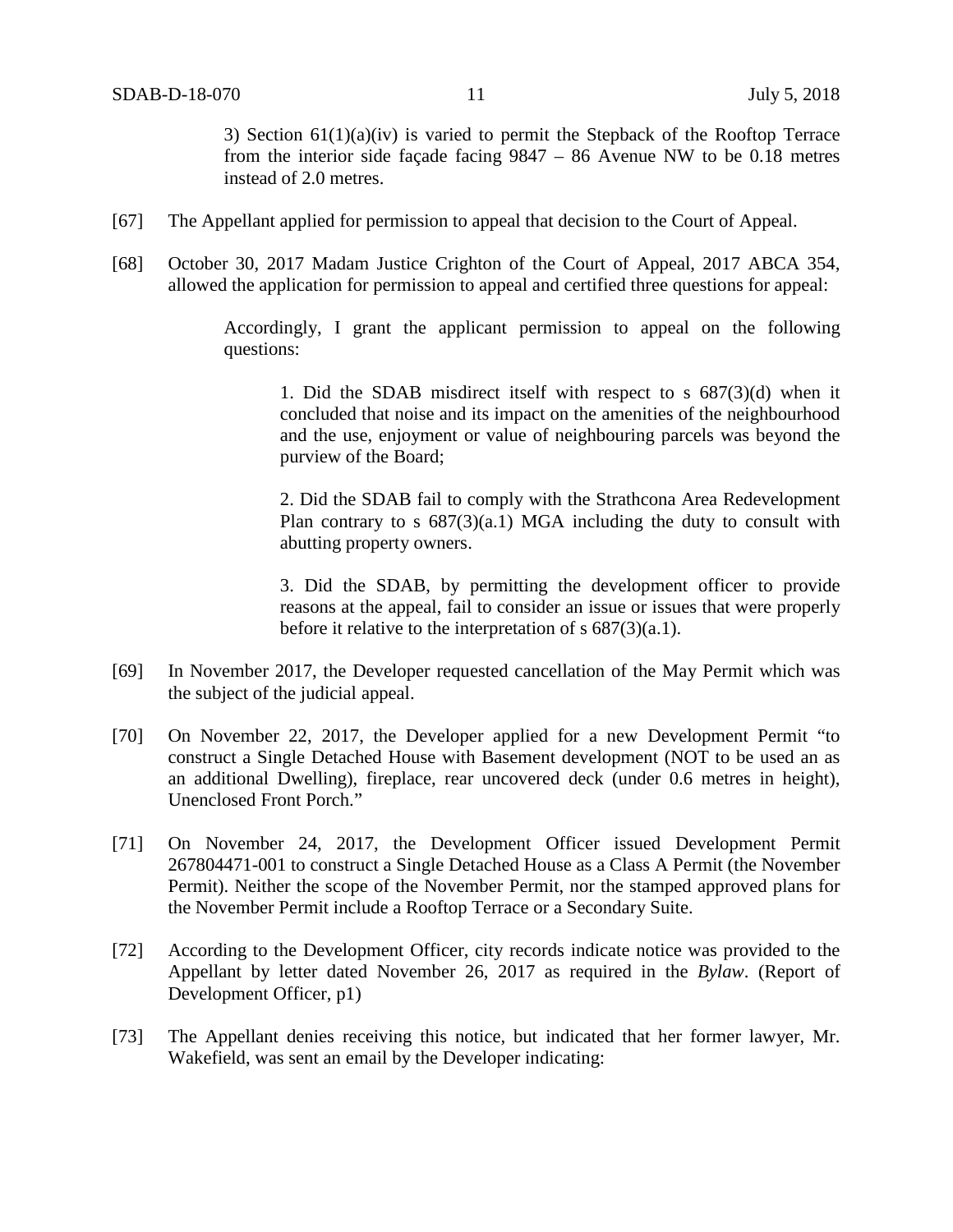> 3) Section 61(1)(a)(iv) is varied to permit the Stepback of the Rooftop Terrace from the interior side façade facing 9847 – 86 Avenue NW to be 0.18 metres instead of 2.0 metres.

[67] The Appellant applied for permission to appeal that decision to the Court of Appeal.

[68] October 30, 2017 Madam Justice Crighton of the Court of Appeal, 2017 ABCA 354, allowed the application for permission to appeal and certified three questions for appeal:

> Accordingly, I grant the applicant permission to appeal on the following questions:
>
> > 1. Did the SDAB misdirect itself with respect to s 687(3)(d) when it concluded that noise and its impact on the amenities of the neighbourhood and the use, enjoyment or value of neighbouring parcels was beyond the purview of the Board;
> >
> > 2. Did the SDAB fail to comply with the Strathcona Area Redevelopment Plan contrary to s 687(3)(a.1) MGA including the duty to consult with abutting property owners.
> >
> > 3. Did the SDAB, by permitting the development officer to provide reasons at the appeal, fail to consider an issue or issues that were properly before it relative to the interpretation of s 687(3)(a.1).

[69] In November 2017, the Developer requested cancellation of the May Permit which was the subject of the judicial appeal.

[70] On November 22, 2017, the Developer applied for a new Development Permit "to construct a Single Detached House with Basement development (NOT to be used an as an additional Dwelling), fireplace, rear uncovered deck (under 0.6 metres in height), Unenclosed Front Porch."

[71] On November 24, 2017, the Development Officer issued Development Permit 267804471-001 to construct a Single Detached House as a Class A Permit (the November Permit). Neither the scope of the November Permit, nor the stamped approved plans for the November Permit include a Rooftop Terrace or a Secondary Suite.

[72] According to the Development Officer, city records indicate notice was provided to the Appellant by letter dated November 26, 2017 as required in the *Bylaw*. (Report of Development Officer, p1)

[73] The Appellant denies receiving this notice, but indicated that her former lawyer, Mr. Wakefield, was sent an email by the Developer indicating: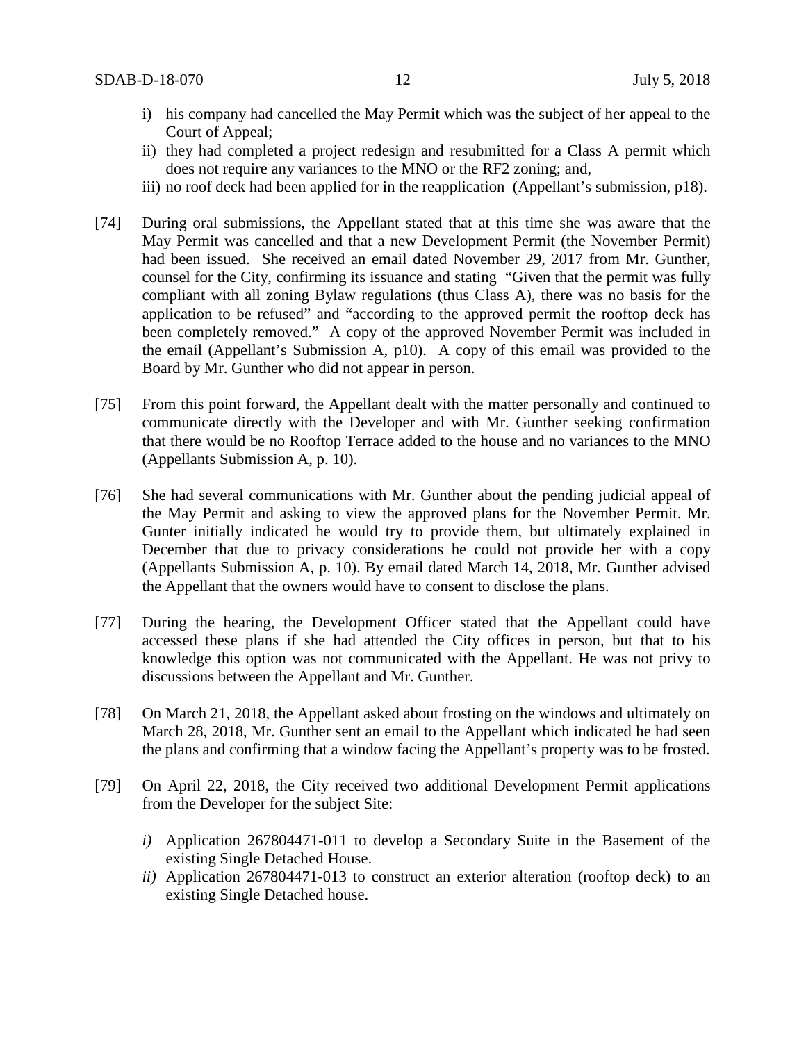i) his company had cancelled the May Permit which was the subject of her appeal to the Court of Appeal;
ii) they had completed a project redesign and resubmitted for a Class A permit which does not require any variances to the MNO or the RF2 zoning; and,
iii) no roof deck had been applied for in the reapplication (Appellant's submission, p18).

[74] During oral submissions, the Appellant stated that at this time she was aware that the May Permit was cancelled and that a new Development Permit (the November Permit) had been issued. She received an email dated November 29, 2017 from Mr. Gunther, counsel for the City, confirming its issuance and stating "Given that the permit was fully compliant with all zoning Bylaw regulations (thus Class A), there was no basis for the application to be refused" and "according to the approved permit the rooftop deck has been completely removed." A copy of the approved November Permit was included in the email (Appellant's Submission A, p10). A copy of this email was provided to the Board by Mr. Gunther who did not appear in person.

[75] From this point forward, the Appellant dealt with the matter personally and continued to communicate directly with the Developer and with Mr. Gunther seeking confirmation that there would be no Rooftop Terrace added to the house and no variances to the MNO (Appellants Submission A, p. 10).

[76] She had several communications with Mr. Gunther about the pending judicial appeal of the May Permit and asking to view the approved plans for the November Permit. Mr. Gunter initially indicated he would try to provide them, but ultimately explained in December that due to privacy considerations he could not provide her with a copy (Appellants Submission A, p. 10). By email dated March 14, 2018, Mr. Gunther advised the Appellant that the owners would have to consent to disclose the plans.

[77] During the hearing, the Development Officer stated that the Appellant could have accessed these plans if she had attended the City offices in person, but that to his knowledge this option was not communicated with the Appellant. He was not privy to discussions between the Appellant and Mr. Gunther.

[78] On March 21, 2018, the Appellant asked about frosting on the windows and ultimately on March 28, 2018, Mr. Gunther sent an email to the Appellant which indicated he had seen the plans and confirming that a window facing the Appellant's property was to be frosted.

[79] On April 22, 2018, the City received two additional Development Permit applications from the Developer for the subject Site:

*i)* Application 267804471-011 to develop a Secondary Suite in the Basement of the existing Single Detached House.
*ii)* Application 267804471-013 to construct an exterior alteration (rooftop deck) to an existing Single Detached house.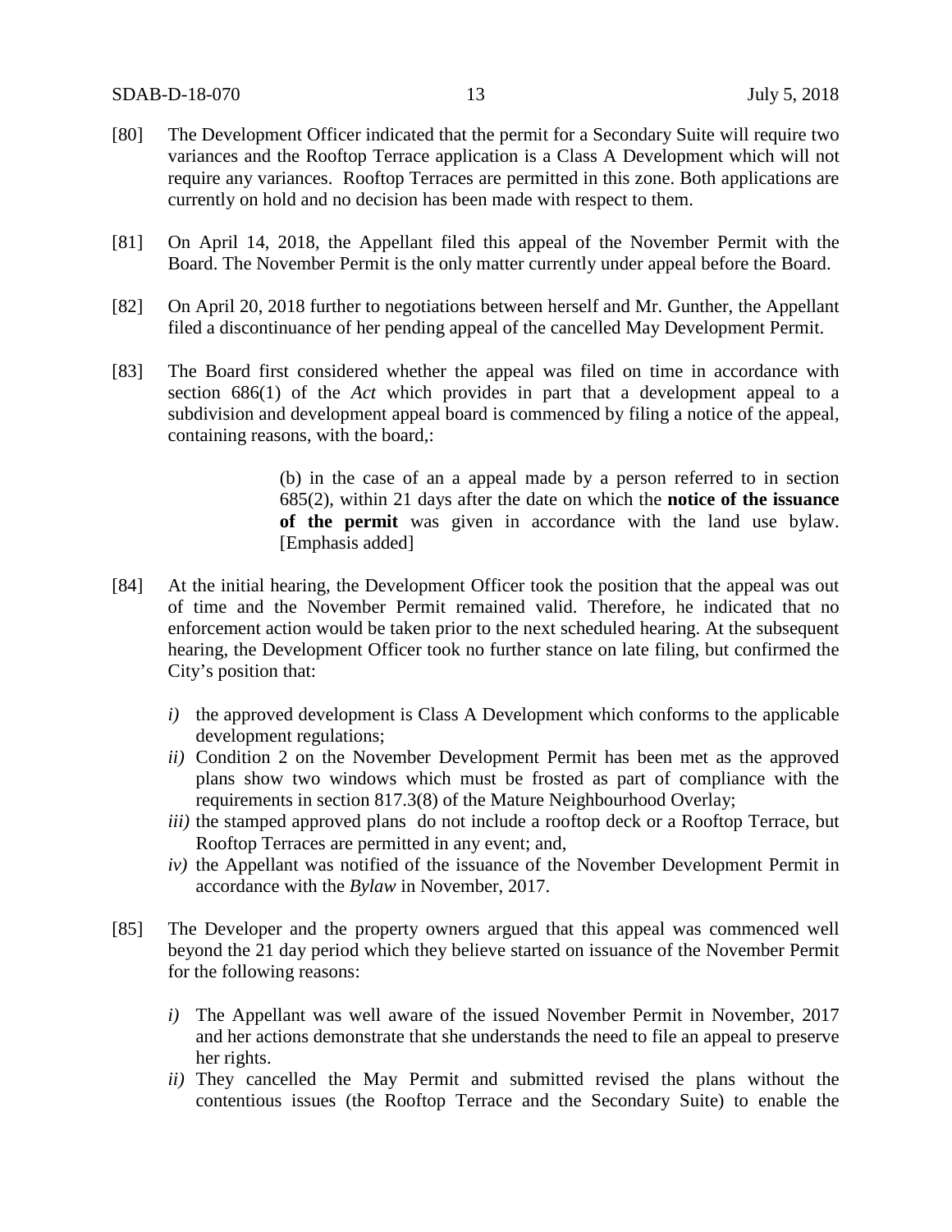[80] The Development Officer indicated that the permit for a Secondary Suite will require two variances and the Rooftop Terrace application is a Class A Development which will not require any variances. Rooftop Terraces are permitted in this zone. Both applications are currently on hold and no decision has been made with respect to them.

[81] On April 14, 2018, the Appellant filed this appeal of the November Permit with the Board. The November Permit is the only matter currently under appeal before the Board.

[82] On April 20, 2018 further to negotiations between herself and Mr. Gunther, the Appellant filed a discontinuance of her pending appeal of the cancelled May Development Permit.

[83] The Board first considered whether the appeal was filed on time in accordance with section 686(1) of the *Act* which provides in part that a development appeal to a subdivision and development appeal board is commenced by filing a notice of the appeal, containing reasons, with the board,:

> (b) in the case of an a appeal made by a person referred to in section 685(2), within 21 days after the date on which the **notice of the issuance of the permit** was given in accordance with the land use bylaw. [Emphasis added]

[84] At the initial hearing, the Development Officer took the position that the appeal was out of time and the November Permit remained valid. Therefore, he indicated that no enforcement action would be taken prior to the next scheduled hearing. At the subsequent hearing, the Development Officer took no further stance on late filing, but confirmed the City's position that:

*i)* the approved development is Class A Development which conforms to the applicable development regulations;

*ii)* Condition 2 on the November Development Permit has been met as the approved plans show two windows which must be frosted as part of compliance with the requirements in section 817.3(8) of the Mature Neighbourhood Overlay;

*iii)* the stamped approved plans do not include a rooftop deck or a Rooftop Terrace, but Rooftop Terraces are permitted in any event; and,

*iv)* the Appellant was notified of the issuance of the November Development Permit in accordance with the *Bylaw* in November, 2017.

[85] The Developer and the property owners argued that this appeal was commenced well beyond the 21 day period which they believe started on issuance of the November Permit for the following reasons:

*i)* The Appellant was well aware of the issued November Permit in November, 2017 and her actions demonstrate that she understands the need to file an appeal to preserve her rights.

*ii)* They cancelled the May Permit and submitted revised the plans without the contentious issues (the Rooftop Terrace and the Secondary Suite) to enable the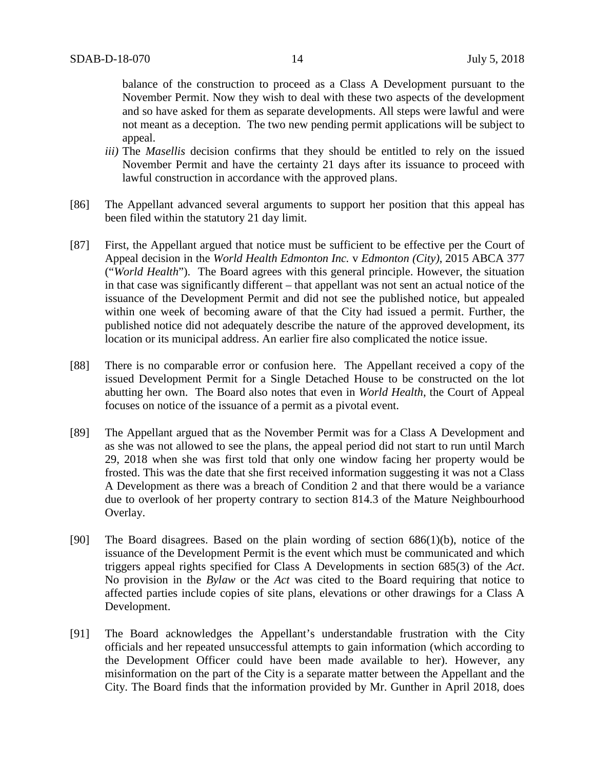balance of the construction to proceed as a Class A Development pursuant to the November Permit. Now they wish to deal with these two aspects of the development and so have asked for them as separate developments. All steps were lawful and were not meant as a deception. The two new pending permit applications will be subject to appeal.

*iii)* The *Masellis* decision confirms that they should be entitled to rely on the issued November Permit and have the certainty 21 days after its issuance to proceed with lawful construction in accordance with the approved plans.

[86] The Appellant advanced several arguments to support her position that this appeal has been filed within the statutory 21 day limit.

[87] First, the Appellant argued that notice must be sufficient to be effective per the Court of Appeal decision in the *World Health Edmonton Inc.* v *Edmonton (City)*, 2015 ABCA 377 ("*World Health*"). The Board agrees with this general principle. However, the situation in that case was significantly different – that appellant was not sent an actual notice of the issuance of the Development Permit and did not see the published notice, but appealed within one week of becoming aware of that the City had issued a permit. Further, the published notice did not adequately describe the nature of the approved development, its location or its municipal address. An earlier fire also complicated the notice issue.

[88] There is no comparable error or confusion here. The Appellant received a copy of the issued Development Permit for a Single Detached House to be constructed on the lot abutting her own. The Board also notes that even in *World Health*, the Court of Appeal focuses on notice of the issuance of a permit as a pivotal event.

[89] The Appellant argued that as the November Permit was for a Class A Development and as she was not allowed to see the plans, the appeal period did not start to run until March 29, 2018 when she was first told that only one window facing her property would be frosted. This was the date that she first received information suggesting it was not a Class A Development as there was a breach of Condition 2 and that there would be a variance due to overlook of her property contrary to section 814.3 of the Mature Neighbourhood Overlay.

[90] The Board disagrees. Based on the plain wording of section 686(1)(b), notice of the issuance of the Development Permit is the event which must be communicated and which triggers appeal rights specified for Class A Developments in section 685(3) of the *Act*. No provision in the *Bylaw* or the *Act* was cited to the Board requiring that notice to affected parties include copies of site plans, elevations or other drawings for a Class A Development.

[91] The Board acknowledges the Appellant's understandable frustration with the City officials and her repeated unsuccessful attempts to gain information (which according to the Development Officer could have been made available to her). However, any misinformation on the part of the City is a separate matter between the Appellant and the City. The Board finds that the information provided by Mr. Gunther in April 2018, does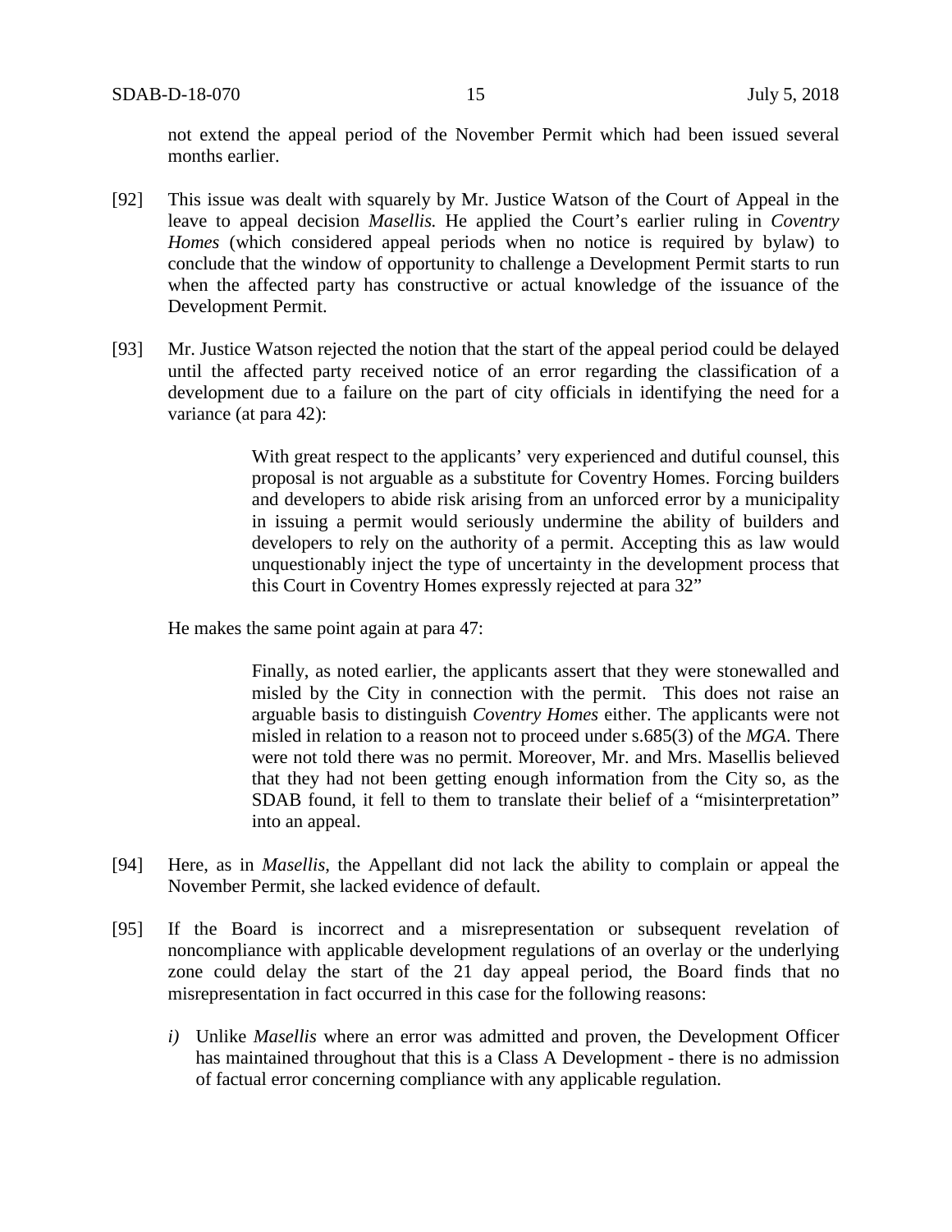not extend the appeal period of the November Permit which had been issued several months earlier.

[92] This issue was dealt with squarely by Mr. Justice Watson of the Court of Appeal in the leave to appeal decision *Masellis.* He applied the Court's earlier ruling in *Coventry Homes* (which considered appeal periods when no notice is required by bylaw) to conclude that the window of opportunity to challenge a Development Permit starts to run when the affected party has constructive or actual knowledge of the issuance of the Development Permit.

[93] Mr. Justice Watson rejected the notion that the start of the appeal period could be delayed until the affected party received notice of an error regarding the classification of a development due to a failure on the part of city officials in identifying the need for a variance (at para 42):

> With great respect to the applicants' very experienced and dutiful counsel, this proposal is not arguable as a substitute for Coventry Homes. Forcing builders and developers to abide risk arising from an unforced error by a municipality in issuing a permit would seriously undermine the ability of builders and developers to rely on the authority of a permit. Accepting this as law would unquestionably inject the type of uncertainty in the development process that this Court in Coventry Homes expressly rejected at para 32"

He makes the same point again at para 47:

> Finally, as noted earlier, the applicants assert that they were stonewalled and misled by the City in connection with the permit. This does not raise an arguable basis to distinguish *Coventry Homes* either. The applicants were not misled in relation to a reason not to proceed under s.685(3) of the *MGA*. There were not told there was no permit. Moreover, Mr. and Mrs. Masellis believed that they had not been getting enough information from the City so, as the SDAB found, it fell to them to translate their belief of a "misinterpretation" into an appeal.

[94] Here, as in *Masellis*, the Appellant did not lack the ability to complain or appeal the November Permit, she lacked evidence of default.

[95] If the Board is incorrect and a misrepresentation or subsequent revelation of noncompliance with applicable development regulations of an overlay or the underlying zone could delay the start of the 21 day appeal period, the Board finds that no misrepresentation in fact occurred in this case for the following reasons:

*i)* Unlike *Masellis* where an error was admitted and proven, the Development Officer has maintained throughout that this is a Class A Development - there is no admission of factual error concerning compliance with any applicable regulation.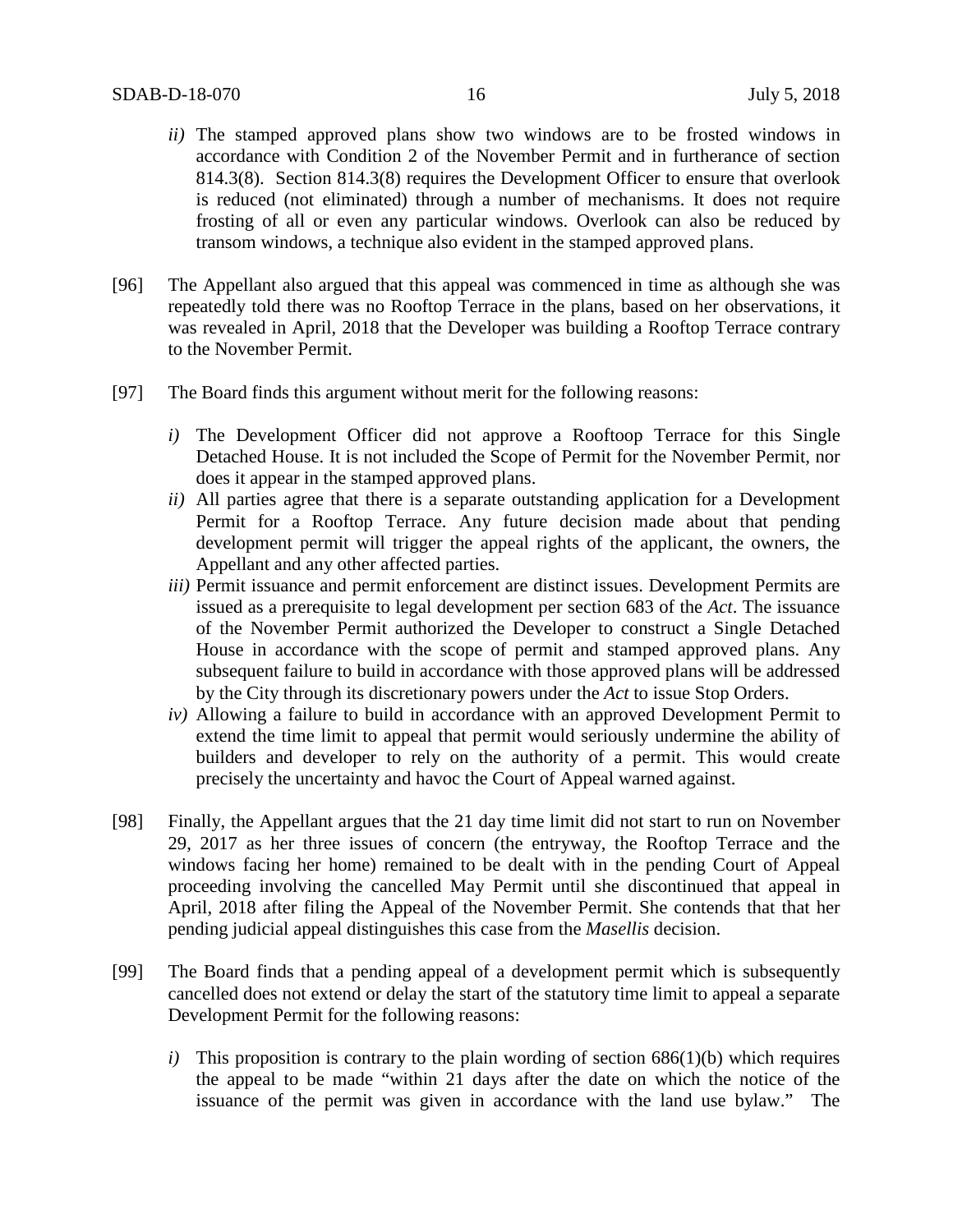*ii)* The stamped approved plans show two windows are to be frosted windows in accordance with Condition 2 of the November Permit and in furtherance of section 814.3(8). Section 814.3(8) requires the Development Officer to ensure that overlook is reduced (not eliminated) through a number of mechanisms. It does not require frosting of all or even any particular windows. Overlook can also be reduced by transom windows, a technique also evident in the stamped approved plans.

[96] The Appellant also argued that this appeal was commenced in time as although she was repeatedly told there was no Rooftop Terrace in the plans, based on her observations, it was revealed in April, 2018 that the Developer was building a Rooftop Terrace contrary to the November Permit.

[97] The Board finds this argument without merit for the following reasons:

*i)* The Development Officer did not approve a Rooftoop Terrace for this Single Detached House. It is not included the Scope of Permit for the November Permit, nor does it appear in the stamped approved plans.

*ii)* All parties agree that there is a separate outstanding application for a Development Permit for a Rooftop Terrace. Any future decision made about that pending development permit will trigger the appeal rights of the applicant, the owners, the Appellant and any other affected parties.

*iii)* Permit issuance and permit enforcement are distinct issues. Development Permits are issued as a prerequisite to legal development per section 683 of the *Act*. The issuance of the November Permit authorized the Developer to construct a Single Detached House in accordance with the scope of permit and stamped approved plans. Any subsequent failure to build in accordance with those approved plans will be addressed by the City through its discretionary powers under the *Act* to issue Stop Orders.

*iv)* Allowing a failure to build in accordance with an approved Development Permit to extend the time limit to appeal that permit would seriously undermine the ability of builders and developer to rely on the authority of a permit. This would create precisely the uncertainty and havoc the Court of Appeal warned against.

[98] Finally, the Appellant argues that the 21 day time limit did not start to run on November 29, 2017 as her three issues of concern (the entryway, the Rooftop Terrace and the windows facing her home) remained to be dealt with in the pending Court of Appeal proceeding involving the cancelled May Permit until she discontinued that appeal in April, 2018 after filing the Appeal of the November Permit. She contends that that her pending judicial appeal distinguishes this case from the *Masellis* decision.

[99] The Board finds that a pending appeal of a development permit which is subsequently cancelled does not extend or delay the start of the statutory time limit to appeal a separate Development Permit for the following reasons:

*i)* This proposition is contrary to the plain wording of section 686(1)(b) which requires the appeal to be made "within 21 days after the date on which the notice of the issuance of the permit was given in accordance with the land use bylaw." The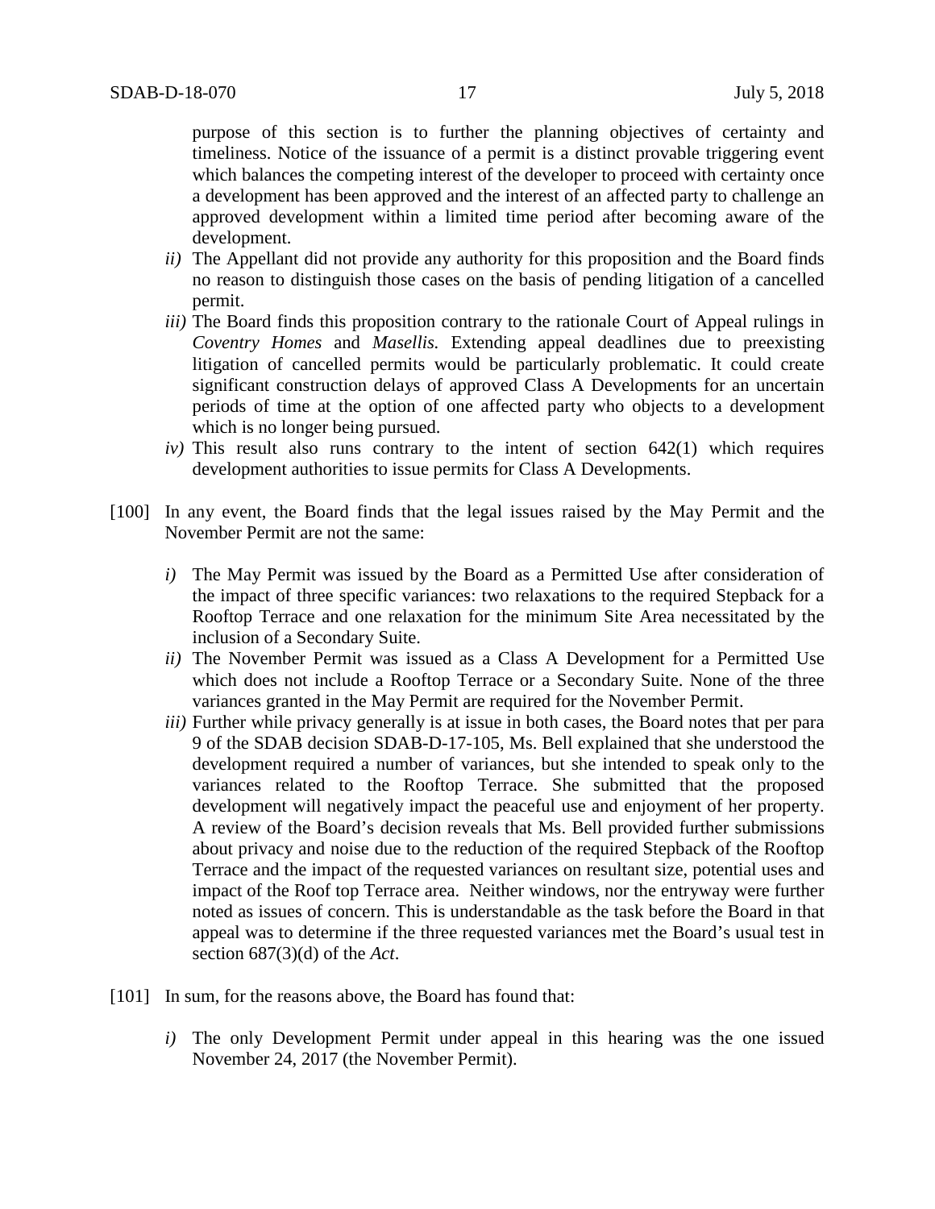purpose of this section is to further the planning objectives of certainty and timeliness. Notice of the issuance of a permit is a distinct provable triggering event which balances the competing interest of the developer to proceed with certainty once a development has been approved and the interest of an affected party to challenge an approved development within a limited time period after becoming aware of the development.

*ii)* The Appellant did not provide any authority for this proposition and the Board finds no reason to distinguish those cases on the basis of pending litigation of a cancelled permit.

*iii)* The Board finds this proposition contrary to the rationale Court of Appeal rulings in *Coventry Homes* and *Masellis.* Extending appeal deadlines due to preexisting litigation of cancelled permits would be particularly problematic. It could create significant construction delays of approved Class A Developments for an uncertain periods of time at the option of one affected party who objects to a development which is no longer being pursued.

*iv)* This result also runs contrary to the intent of section 642(1) which requires development authorities to issue permits for Class A Developments.

[100] In any event, the Board finds that the legal issues raised by the May Permit and the November Permit are not the same:

*i)* The May Permit was issued by the Board as a Permitted Use after consideration of the impact of three specific variances: two relaxations to the required Stepback for a Rooftop Terrace and one relaxation for the minimum Site Area necessitated by the inclusion of a Secondary Suite.

*ii)* The November Permit was issued as a Class A Development for a Permitted Use which does not include a Rooftop Terrace or a Secondary Suite. None of the three variances granted in the May Permit are required for the November Permit.

*iii)* Further while privacy generally is at issue in both cases, the Board notes that per para 9 of the SDAB decision SDAB-D-17-105, Ms. Bell explained that she understood the development required a number of variances, but she intended to speak only to the variances related to the Rooftop Terrace. She submitted that the proposed development will negatively impact the peaceful use and enjoyment of her property. A review of the Board's decision reveals that Ms. Bell provided further submissions about privacy and noise due to the reduction of the required Stepback of the Rooftop Terrace and the impact of the requested variances on resultant size, potential uses and impact of the Roof top Terrace area. Neither windows, nor the entryway were further noted as issues of concern. This is understandable as the task before the Board in that appeal was to determine if the three requested variances met the Board's usual test in section 687(3)(d) of the *Act*.

[101] In sum, for the reasons above, the Board has found that:

*i)* The only Development Permit under appeal in this hearing was the one issued November 24, 2017 (the November Permit).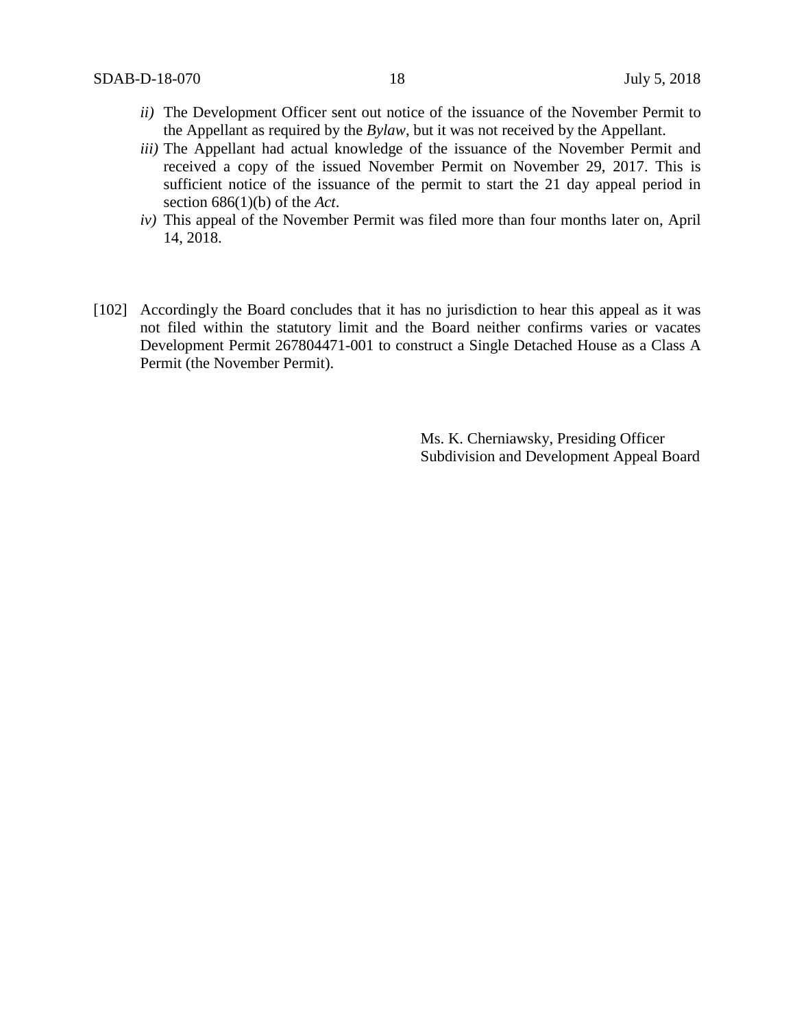*ii)* The Development Officer sent out notice of the issuance of the November Permit to the Appellant as required by the *Bylaw*, but it was not received by the Appellant.

*iii)* The Appellant had actual knowledge of the issuance of the November Permit and received a copy of the issued November Permit on November 29, 2017. This is sufficient notice of the issuance of the permit to start the 21 day appeal period in section 686(1)(b) of the *Act*.

*iv)* This appeal of the November Permit was filed more than four months later on, April 14, 2018.

[102] Accordingly the Board concludes that it has no jurisdiction to hear this appeal as it was not filed within the statutory limit and the Board neither confirms varies or vacates Development Permit 267804471-001 to construct a Single Detached House as a Class A Permit (the November Permit).

Ms. K. Cherniawsky, Presiding Officer
Subdivision and Development Appeal Board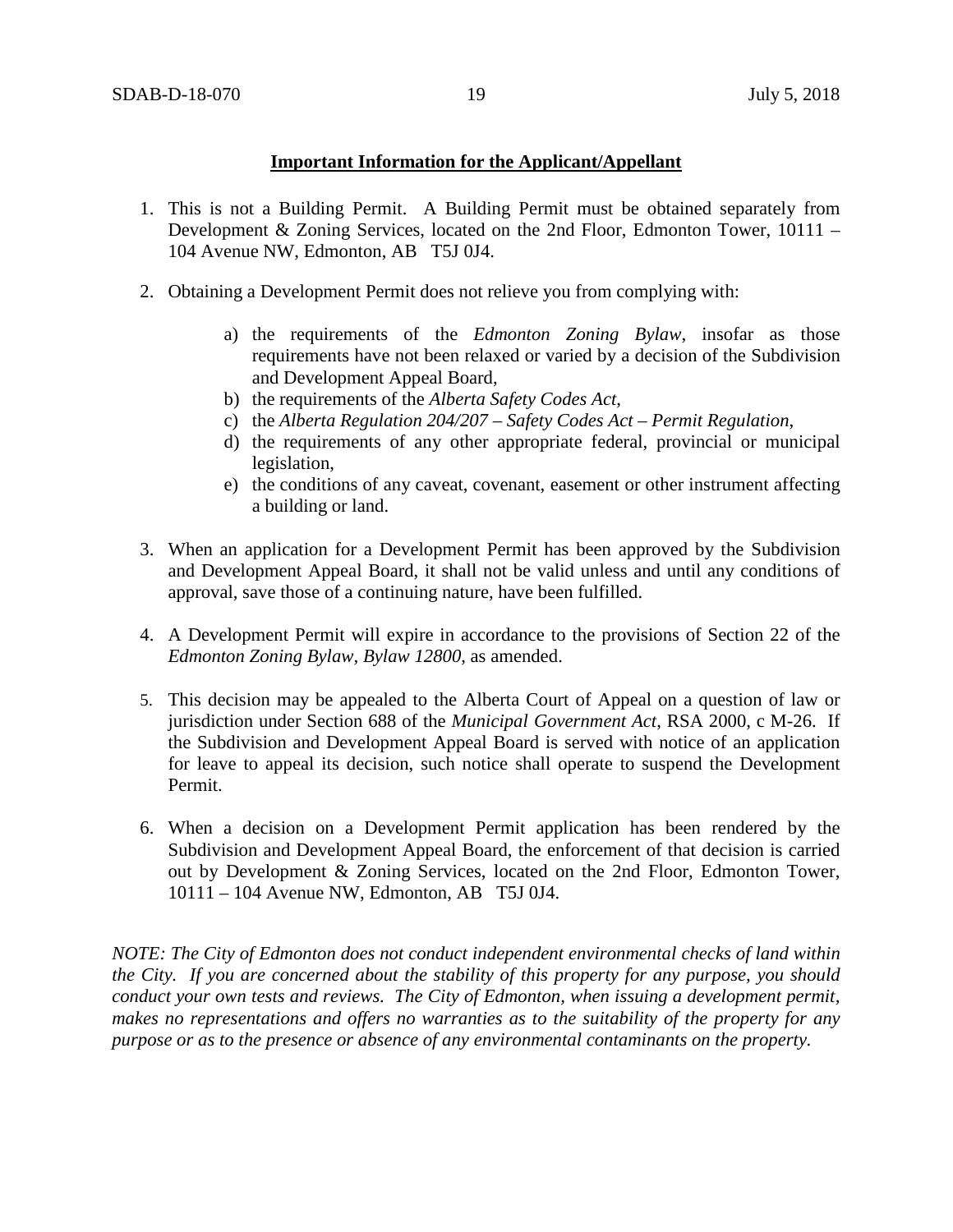**Important Information for the Applicant/Appellant**

1. This is not a Building Permit. A Building Permit must be obtained separately from Development & Zoning Services, located on the 2nd Floor, Edmonton Tower, 10111 – 104 Avenue NW, Edmonton, AB T5J 0J4.

2. Obtaining a Development Permit does not relieve you from complying with:

   a) the requirements of the *Edmonton Zoning Bylaw*, insofar as those requirements have not been relaxed or varied by a decision of the Subdivision and Development Appeal Board,
   b) the requirements of the *Alberta Safety Codes Act*,
   c) the *Alberta Regulation 204/207 – Safety Codes Act – Permit Regulation*,
   d) the requirements of any other appropriate federal, provincial or municipal legislation,
   e) the conditions of any caveat, covenant, easement or other instrument affecting a building or land.

3. When an application for a Development Permit has been approved by the Subdivision and Development Appeal Board, it shall not be valid unless and until any conditions of approval, save those of a continuing nature, have been fulfilled.

4. A Development Permit will expire in accordance to the provisions of Section 22 of the *Edmonton Zoning Bylaw, Bylaw 12800*, as amended.

5. This decision may be appealed to the Alberta Court of Appeal on a question of law or jurisdiction under Section 688 of the *Municipal Government Act*, RSA 2000, c M-26. If the Subdivision and Development Appeal Board is served with notice of an application for leave to appeal its decision, such notice shall operate to suspend the Development Permit.

6. When a decision on a Development Permit application has been rendered by the Subdivision and Development Appeal Board, the enforcement of that decision is carried out by Development & Zoning Services, located on the 2nd Floor, Edmonton Tower, 10111 – 104 Avenue NW, Edmonton, AB T5J 0J4.

*NOTE: The City of Edmonton does not conduct independent environmental checks of land within the City. If you are concerned about the stability of this property for any purpose, you should conduct your own tests and reviews. The City of Edmonton, when issuing a development permit, makes no representations and offers no warranties as to the suitability of the property for any purpose or as to the presence or absence of any environmental contaminants on the property.*